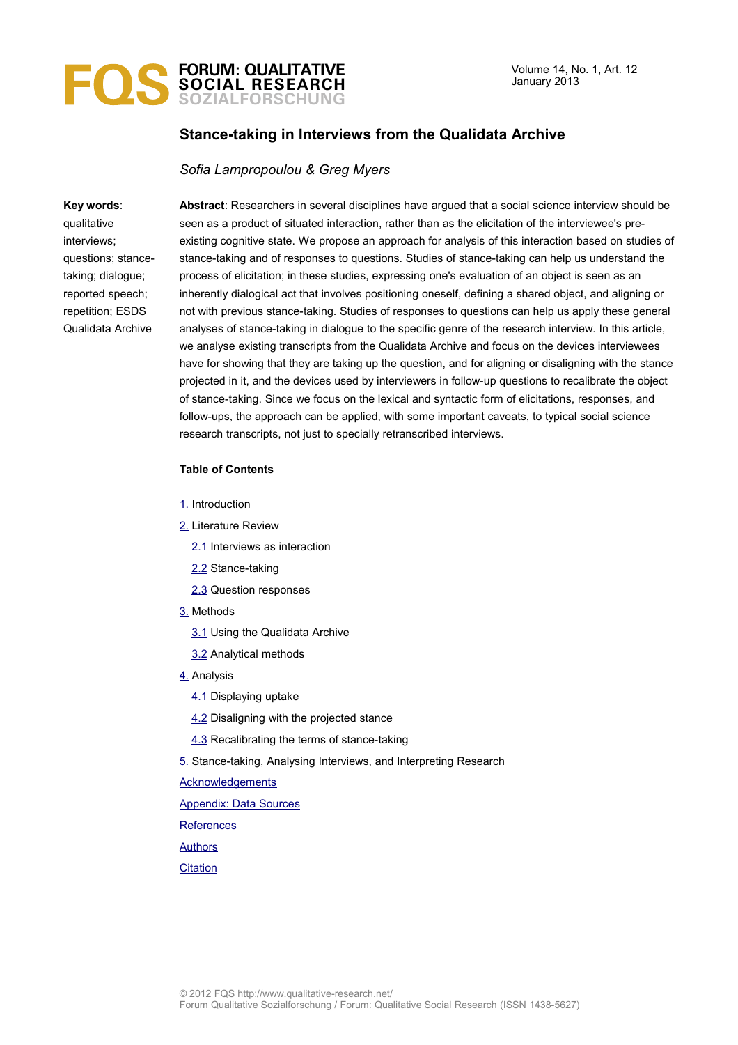# Stance-taking in Interviews from the Qualidata Archive

*Sofia Lampropoulou & Greg Myers*

**Key words**: qualitative interviews; questions; stance-taking; dialogue; reported speech; repetition; ESDS Qualidata Archive

**Abstract**: Researchers in several disciplines have argued that a social science interview should be seen as a product of situated interaction, rather than as the elicitation of the interviewee's pre-existing cognitive state. We propose an approach for analysis of this interaction based on studies of stance-taking and of responses to questions. Studies of stance-taking can help us understand the process of elicitation; in these studies, expressing one's evaluation of an object is seen as an inherently dialogical act that involves positioning oneself, defining a shared object, and aligning or not with previous stance-taking. Studies of responses to questions can help us apply these general analyses of stance-taking in dialogue to the specific genre of the research interview. In this article, we analyse existing transcripts from the Qualidata Archive and focus on the devices interviewees have for showing that they are taking up the question, and for aligning or disaligning with the stance projected in it, and the devices used by interviewers in follow-up questions to recalibrate the object of stance-taking. Since we focus on the lexical and syntactic form of elicitations, responses, and follow-ups, the approach can be applied, with some important caveats, to typical social science research transcripts, not just to specially retranscribed interviews.

**Table of Contents**

1. Introduction
2. Literature Review
   - 2.1 Interviews as interaction
   - 2.2 Stance-taking
   - 2.3 Question responses
3. Methods
   - 3.1 Using the Qualidata Archive
   - 3.2 Analytical methods
4. Analysis
   - 4.1 Displaying uptake
   - 4.2 Disaligning with the projected stance
   - 4.3 Recalibrating the terms of stance-taking
5. Stance-taking, Analysing Interviews, and Interpreting Research

Acknowledgements

Appendix: Data Sources

References

Authors

Citation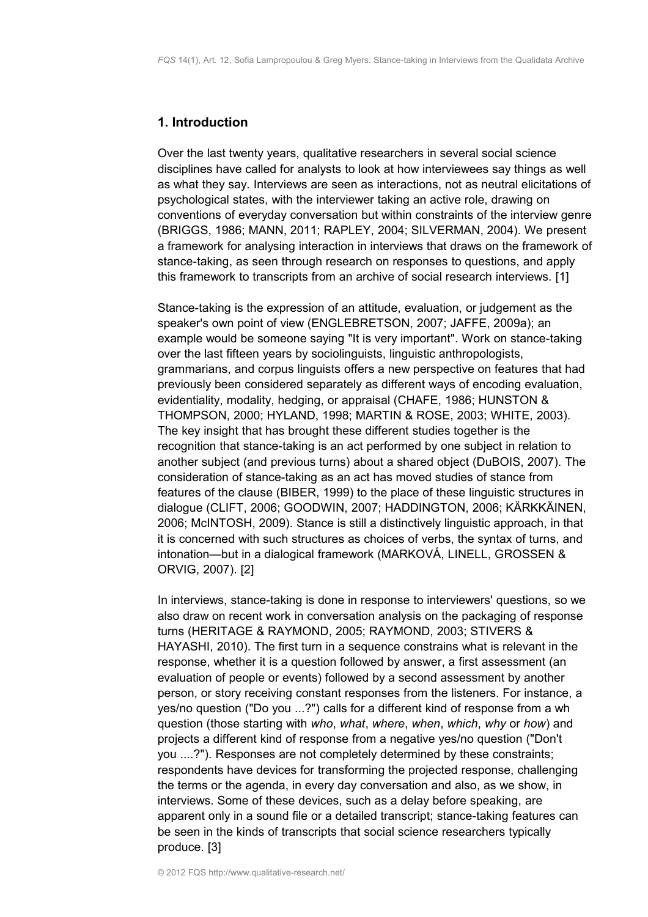## 1. Introduction

Over the last twenty years, qualitative researchers in several social science disciplines have called for analysts to look at how interviewees say things as well as what they say. Interviews are seen as interactions, not as neutral elicitations of psychological states, with the interviewer taking an active role, drawing on conventions of everyday conversation but within constraints of the interview genre (BRIGGS, 1986; MANN, 2011; RAPLEY, 2004; SILVERMAN, 2004). We present a framework for analysing interaction in interviews that draws on the framework of stance-taking, as seen through research on responses to questions, and apply this framework to transcripts from an archive of social research interviews. [1]

Stance-taking is the expression of an attitude, evaluation, or judgement as the speaker's own point of view (ENGLEBRETSON, 2007; JAFFE, 2009a); an example would be someone saying "It is very important". Work on stance-taking over the last fifteen years by sociolinguists, linguistic anthropologists, grammarians, and corpus linguists offers a new perspective on features that had previously been considered separately as different ways of encoding evaluation, evidentiality, modality, hedging, or appraisal (CHAFE, 1986; HUNSTON & THOMPSON, 2000; HYLAND, 1998; MARTIN & ROSE, 2003; WHITE, 2003). The key insight that has brought these different studies together is the recognition that stance-taking is an act performed by one subject in relation to another subject (and previous turns) about a shared object (DuBOIS, 2007). The consideration of stance-taking as an act has moved studies of stance from features of the clause (BIBER, 1999) to the place of these linguistic structures in dialogue (CLIFT, 2006; GOODWIN, 2007; HADDINGTON, 2006; KÄRKKÄINEN, 2006; McINTOSH, 2009). Stance is still a distinctively linguistic approach, in that it is concerned with such structures as choices of verbs, the syntax of turns, and intonation—but in a dialogical framework (MARKOVÁ, LINELL, GROSSEN & ORVIG, 2007). [2]

In interviews, stance-taking is done in response to interviewers' questions, so we also draw on recent work in conversation analysis on the packaging of response turns (HERITAGE & RAYMOND, 2005; RAYMOND, 2003; STIVERS & HAYASHI, 2010). The first turn in a sequence constrains what is relevant in the response, whether it is a question followed by answer, a first assessment (an evaluation of people or events) followed by a second assessment by another person, or story receiving constant responses from the listeners. For instance, a yes/no question ("Do you ...?") calls for a different kind of response from a wh question (those starting with *who*, *what*, *where*, *when*, *which*, *why* or *how*) and projects a different kind of response from a negative yes/no question ("Don't you ....?"). Responses are not completely determined by these constraints; respondents have devices for transforming the projected response, challenging the terms or the agenda, in every day conversation and also, as we show, in interviews. Some of these devices, such as a delay before speaking, are apparent only in a sound file or a detailed transcript; stance-taking features can be seen in the kinds of transcripts that social science researchers typically produce. [3]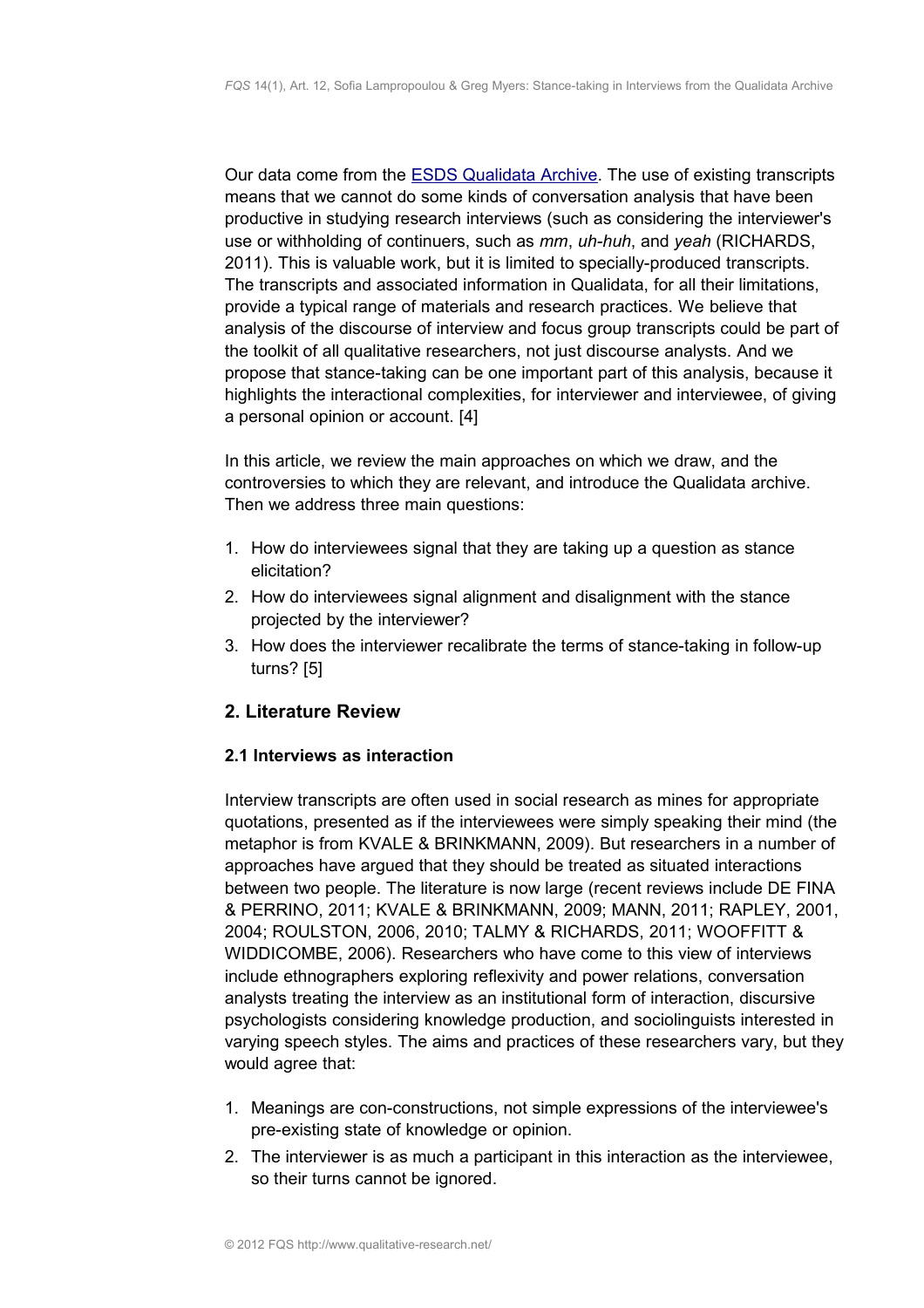Our data come from the ESDS Qualidata Archive. The use of existing transcripts means that we cannot do some kinds of conversation analysis that have been productive in studying research interviews (such as considering the interviewer's use or withholding of continuers, such as *mm*, *uh-huh*, and *yeah* (RICHARDS, 2011). This is valuable work, but it is limited to specially-produced transcripts. The transcripts and associated information in Qualidata, for all their limitations, provide a typical range of materials and research practices. We believe that analysis of the discourse of interview and focus group transcripts could be part of the toolkit of all qualitative researchers, not just discourse analysts. And we propose that stance-taking can be one important part of this analysis, because it highlights the interactional complexities, for interviewer and interviewee, of giving a personal opinion or account. [4]

In this article, we review the main approaches on which we draw, and the controversies to which they are relevant, and introduce the Qualidata archive. Then we address three main questions:

1. How do interviewees signal that they are taking up a question as stance elicitation?
2. How do interviewees signal alignment and disalignment with the stance projected by the interviewer?
3. How does the interviewer recalibrate the terms of stance-taking in follow-up turns? [5]

## 2. Literature Review

### 2.1 Interviews as interaction

Interview transcripts are often used in social research as mines for appropriate quotations, presented as if the interviewees were simply speaking their mind (the metaphor is from KVALE & BRINKMANN, 2009). But researchers in a number of approaches have argued that they should be treated as situated interactions between two people. The literature is now large (recent reviews include DE FINA & PERRINO, 2011; KVALE & BRINKMANN, 2009; MANN, 2011; RAPLEY, 2001, 2004; ROULSTON, 2006, 2010; TALMY & RICHARDS, 2011; WOOFFITT & WIDDICOMBE, 2006). Researchers who have come to this view of interviews include ethnographers exploring reflexivity and power relations, conversation analysts treating the interview as an institutional form of interaction, discursive psychologists considering knowledge production, and sociolinguists interested in varying speech styles. The aims and practices of these researchers vary, but they would agree that:

1. Meanings are con-constructions, not simple expressions of the interviewee's pre-existing state of knowledge or opinion.
2. The interviewer is as much a participant in this interaction as the interviewee, so their turns cannot be ignored.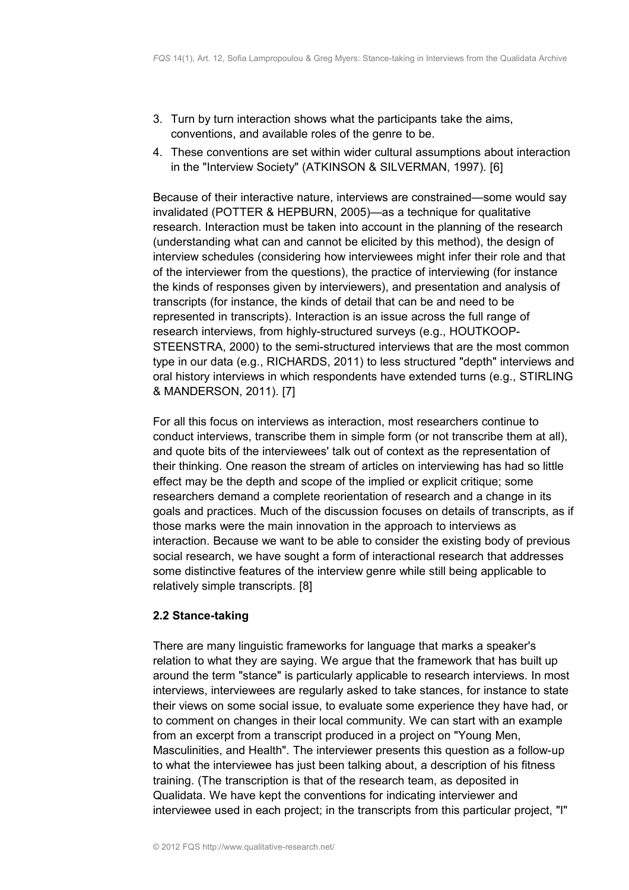3. Turn by turn interaction shows what the participants take the aims, conventions, and available roles of the genre to be.
4. These conventions are set within wider cultural assumptions about interaction in the "Interview Society" (ATKINSON & SILVERMAN, 1997). [6]

Because of their interactive nature, interviews are constrained—some would say invalidated (POTTER & HEPBURN, 2005)—as a technique for qualitative research. Interaction must be taken into account in the planning of the research (understanding what can and cannot be elicited by this method), the design of interview schedules (considering how interviewees might infer their role and that of the interviewer from the questions), the practice of interviewing (for instance the kinds of responses given by interviewers), and presentation and analysis of transcripts (for instance, the kinds of detail that can be and need to be represented in transcripts). Interaction is an issue across the full range of research interviews, from highly-structured surveys (e.g., HOUTKOOP-STEENSTRA, 2000) to the semi-structured interviews that are the most common type in our data (e.g., RICHARDS, 2011) to less structured "depth" interviews and oral history interviews in which respondents have extended turns (e.g., STIRLING & MANDERSON, 2011). [7]

For all this focus on interviews as interaction, most researchers continue to conduct interviews, transcribe them in simple form (or not transcribe them at all), and quote bits of the interviewees' talk out of context as the representation of their thinking. One reason the stream of articles on interviewing has had so little effect may be the depth and scope of the implied or explicit critique; some researchers demand a complete reorientation of research and a change in its goals and practices. Much of the discussion focuses on details of transcripts, as if those marks were the main innovation in the approach to interviews as interaction. Because we want to be able to consider the existing body of previous social research, we have sought a form of interactional research that addresses some distinctive features of the interview genre while still being applicable to relatively simple transcripts. [8]

### 2.2 Stance-taking

There are many linguistic frameworks for language that marks a speaker's relation to what they are saying. We argue that the framework that has built up around the term "stance" is particularly applicable to research interviews. In most interviews, interviewees are regularly asked to take stances, for instance to state their views on some social issue, to evaluate some experience they have had, or to comment on changes in their local community. We can start with an example from an excerpt from a transcript produced in a project on "Young Men, Masculinities, and Health". The interviewer presents this question as a follow-up to what the interviewee has just been talking about, a description of his fitness training. (The transcription is that of the research team, as deposited in Qualidata. We have kept the conventions for indicating interviewer and interviewee used in each project; in the transcripts from this particular project, "I"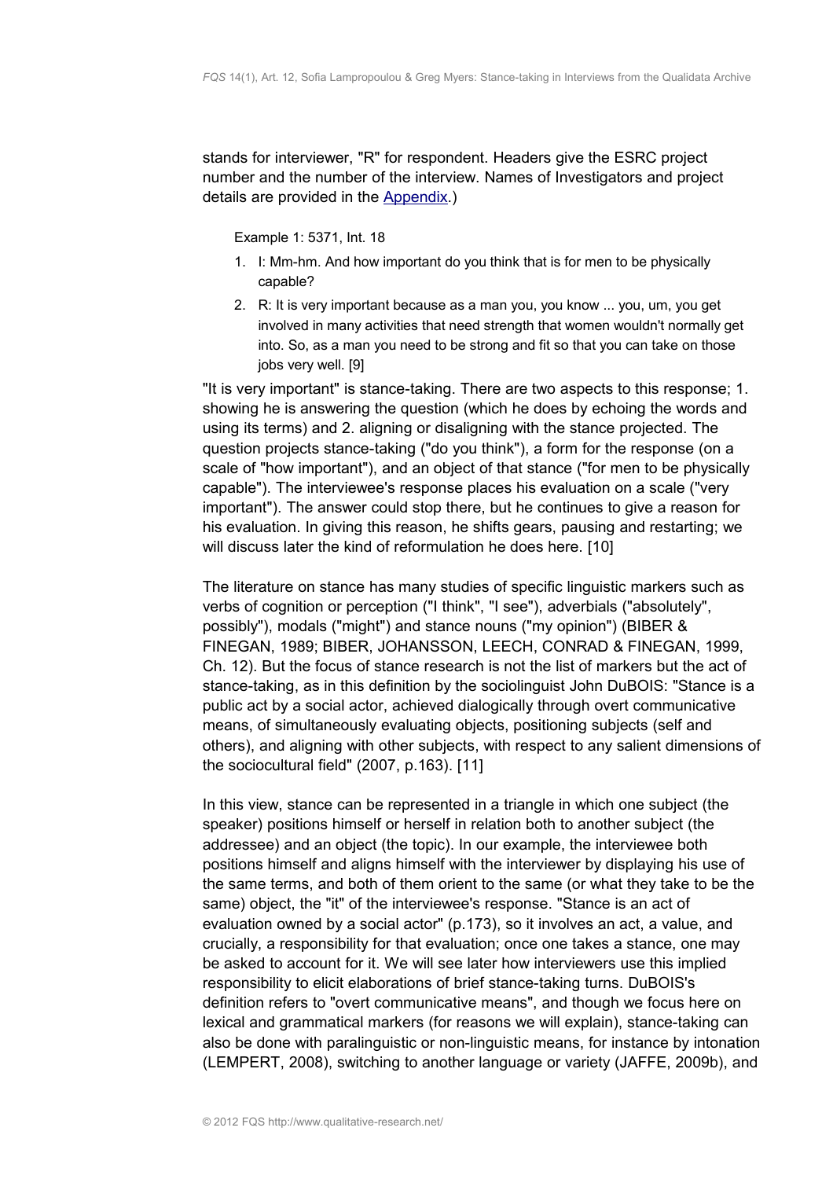stands for interviewer, "R" for respondent. Headers give the ESRC project number and the number of the interview. Names of Investigators and project details are provided in the Appendix.)

Example 1: 5371, Int. 18

1. I: Mm-hm. And how important do you think that is for men to be physically capable?
2. R: It is very important because as a man you, you know ... you, um, you get involved in many activities that need strength that women wouldn't normally get into. So, as a man you need to be strong and fit so that you can take on those jobs very well. [9]

"It is very important" is stance-taking. There are two aspects to this response; 1. showing he is answering the question (which he does by echoing the words and using its terms) and 2. aligning or disaligning with the stance projected. The question projects stance-taking ("do you think"), a form for the response (on a scale of "how important"), and an object of that stance ("for men to be physically capable"). The interviewee's response places his evaluation on a scale ("very important"). The answer could stop there, but he continues to give a reason for his evaluation. In giving this reason, he shifts gears, pausing and restarting; we will discuss later the kind of reformulation he does here. [10]

The literature on stance has many studies of specific linguistic markers such as verbs of cognition or perception ("I think", "I see"), adverbials ("absolutely", possibly"), modals ("might") and stance nouns ("my opinion") (BIBER & FINEGAN, 1989; BIBER, JOHANSSON, LEECH, CONRAD & FINEGAN, 1999, Ch. 12). But the focus of stance research is not the list of markers but the act of stance-taking, as in this definition by the sociolinguist John DuBOIS: "Stance is a public act by a social actor, achieved dialogically through overt communicative means, of simultaneously evaluating objects, positioning subjects (self and others), and aligning with other subjects, with respect to any salient dimensions of the sociocultural field" (2007, p.163). [11]

In this view, stance can be represented in a triangle in which one subject (the speaker) positions himself or herself in relation both to another subject (the addressee) and an object (the topic). In our example, the interviewee both positions himself and aligns himself with the interviewer by displaying his use of the same terms, and both of them orient to the same (or what they take to be the same) object, the "it" of the interviewee's response. "Stance is an act of evaluation owned by a social actor" (p.173), so it involves an act, a value, and crucially, a responsibility for that evaluation; once one takes a stance, one may be asked to account for it. We will see later how interviewers use this implied responsibility to elicit elaborations of brief stance-taking turns. DuBOIS's definition refers to "overt communicative means", and though we focus here on lexical and grammatical markers (for reasons we will explain), stance-taking can also be done with paralinguistic or non-linguistic means, for instance by intonation (LEMPERT, 2008), switching to another language or variety (JAFFE, 2009b), and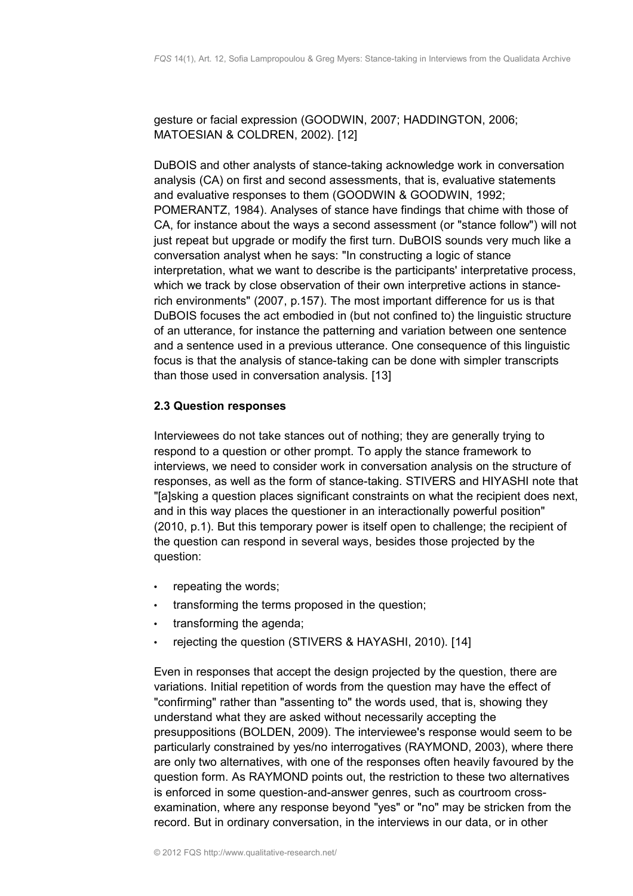gesture or facial expression (GOODWIN, 2007; HADDINGTON, 2006; MATOESIAN & COLDREN, 2002). [12]

DuBOIS and other analysts of stance-taking acknowledge work in conversation analysis (CA) on first and second assessments, that is, evaluative statements and evaluative responses to them (GOODWIN & GOODWIN, 1992; POMERANTZ, 1984). Analyses of stance have findings that chime with those of CA, for instance about the ways a second assessment (or "stance follow") will not just repeat but upgrade or modify the first turn. DuBOIS sounds very much like a conversation analyst when he says: "In constructing a logic of stance interpretation, what we want to describe is the participants' interpretative process, which we track by close observation of their own interpretive actions in stance-rich environments" (2007, p.157). The most important difference for us is that DuBOIS focuses the act embodied in (but not confined to) the linguistic structure of an utterance, for instance the patterning and variation between one sentence and a sentence used in a previous utterance. One consequence of this linguistic focus is that the analysis of stance-taking can be done with simpler transcripts than those used in conversation analysis. [13]

### 2.3 Question responses

Interviewees do not take stances out of nothing; they are generally trying to respond to a question or other prompt. To apply the stance framework to interviews, we need to consider work in conversation analysis on the structure of responses, as well as the form of stance-taking. STIVERS and HIYASHI note that "[a]sking a question places significant constraints on what the recipient does next, and in this way places the questioner in an interactionally powerful position" (2010, p.1). But this temporary power is itself open to challenge; the recipient of the question can respond in several ways, besides those projected by the question:

- repeating the words;
- transforming the terms proposed in the question;
- transforming the agenda;
- rejecting the question (STIVERS & HAYASHI, 2010). [14]

Even in responses that accept the design projected by the question, there are variations. Initial repetition of words from the question may have the effect of "confirming" rather than "assenting to" the words used, that is, showing they understand what they are asked without necessarily accepting the presuppositions (BOLDEN, 2009). The interviewee's response would seem to be particularly constrained by yes/no interrogatives (RAYMOND, 2003), where there are only two alternatives, with one of the responses often heavily favoured by the question form. As RAYMOND points out, the restriction to these two alternatives is enforced in some question-and-answer genres, such as courtroom cross-examination, where any response beyond "yes" or "no" may be stricken from the record. But in ordinary conversation, in the interviews in our data, or in other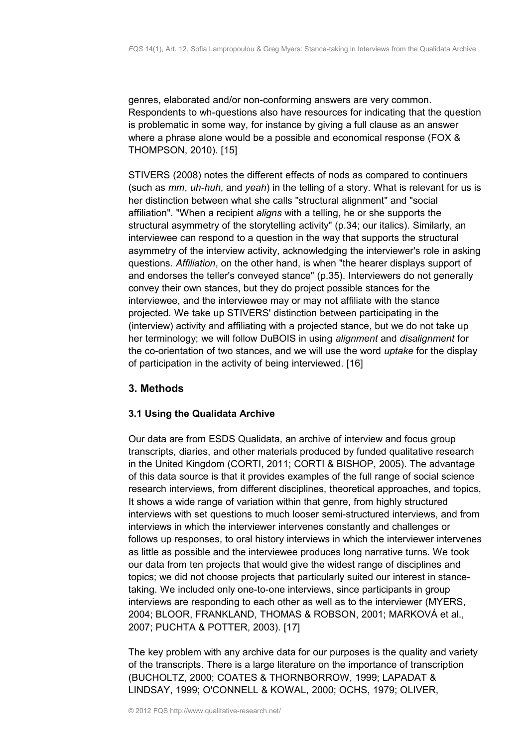genres, elaborated and/or non-conforming answers are very common. Respondents to wh-questions also have resources for indicating that the question is problematic in some way, for instance by giving a full clause as an answer where a phrase alone would be a possible and economical response (FOX & THOMPSON, 2010). [15]

STIVERS (2008) notes the different effects of nods as compared to continuers (such as *mm*, *uh-huh*, and *yeah*) in the telling of a story. What is relevant for us is her distinction between what she calls "structural alignment" and "social affiliation". "When a recipient *aligns* with a telling, he or she supports the structural asymmetry of the storytelling activity" (p.34; our italics). Similarly, an interviewee can respond to a question in the way that supports the structural asymmetry of the interview activity, acknowledging the interviewer's role in asking questions. *Affiliation*, on the other hand, is when "the hearer displays support of and endorses the teller's conveyed stance" (p.35). Interviewers do not generally convey their own stances, but they do project possible stances for the interviewee, and the interviewee may or may not affiliate with the stance projected. We take up STIVERS' distinction between participating in the (interview) activity and affiliating with a projected stance, but we do not take up her terminology; we will follow DuBOIS in using *alignment* and *disalignment* for the co-orientation of two stances, and we will use the word *uptake* for the display of participation in the activity of being interviewed. [16]

## 3. Methods

### 3.1 Using the Qualidata Archive

Our data are from ESDS Qualidata, an archive of interview and focus group transcripts, diaries, and other materials produced by funded qualitative research in the United Kingdom (CORTI, 2011; CORTI & BISHOP, 2005). The advantage of this data source is that it provides examples of the full range of social science research interviews, from different disciplines, theoretical approaches, and topics, It shows a wide range of variation within that genre, from highly structured interviews with set questions to much looser semi-structured interviews, and from interviews in which the interviewer intervenes constantly and challenges or follows up responses, to oral history interviews in which the interviewer intervenes as little as possible and the interviewee produces long narrative turns. We took our data from ten projects that would give the widest range of disciplines and topics; we did not choose projects that particularly suited our interest in stance-taking. We included only one-to-one interviews, since participants in group interviews are responding to each other as well as to the interviewer (MYERS, 2004; BLOOR, FRANKLAND, THOMAS & ROBSON, 2001; MARKOVÁ et al., 2007; PUCHTA & POTTER, 2003). [17]

The key problem with any archive data for our purposes is the quality and variety of the transcripts. There is a large literature on the importance of transcription (BUCHOLTZ, 2000; COATES & THORNBORROW, 1999; LAPADAT & LINDSAY, 1999; O'CONNELL & KOWAL, 2000; OCHS, 1979; OLIVER,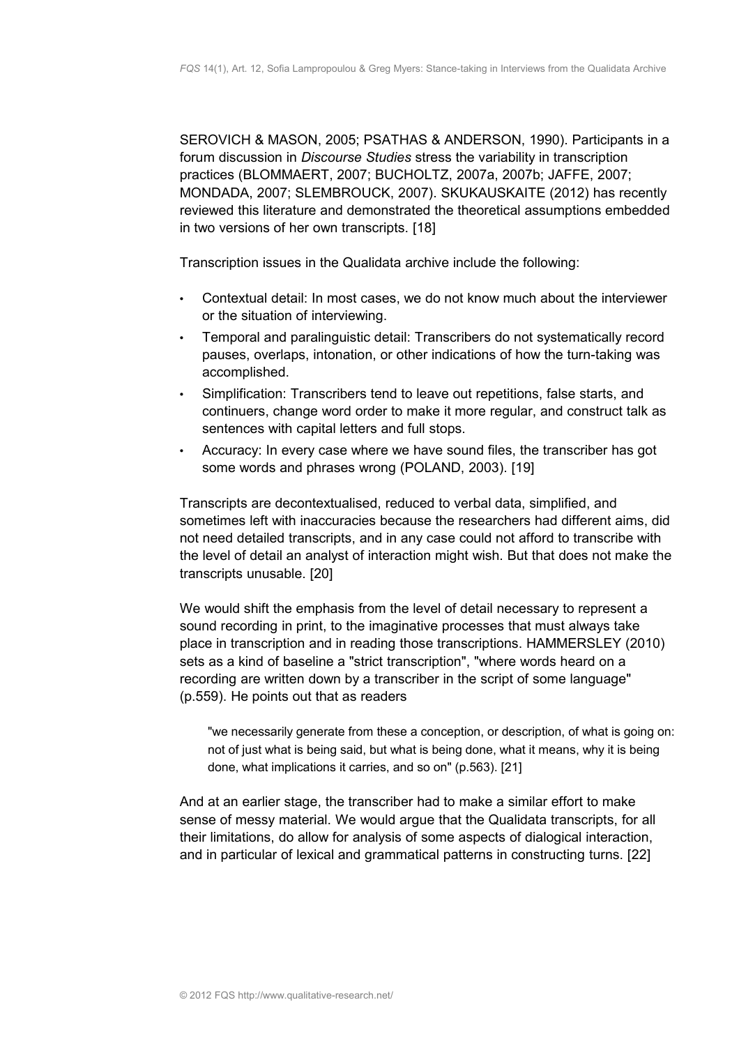SEROVICH & MASON, 2005; PSATHAS & ANDERSON, 1990). Participants in a forum discussion in *Discourse Studies* stress the variability in transcription practices (BLOMMAERT, 2007; BUCHOLTZ, 2007a, 2007b; JAFFE, 2007; MONDADA, 2007; SLEMBROUCK, 2007). SKUKAUSKAITE (2012) has recently reviewed this literature and demonstrated the theoretical assumptions embedded in two versions of her own transcripts. [18]

Transcription issues in the Qualidata archive include the following:

- Contextual detail: In most cases, we do not know much about the interviewer or the situation of interviewing.
- Temporal and paralinguistic detail: Transcribers do not systematically record pauses, overlaps, intonation, or other indications of how the turn-taking was accomplished.
- Simplification: Transcribers tend to leave out repetitions, false starts, and continuers, change word order to make it more regular, and construct talk as sentences with capital letters and full stops.
- Accuracy: In every case where we have sound files, the transcriber has got some words and phrases wrong (POLAND, 2003). [19]

Transcripts are decontextualised, reduced to verbal data, simplified, and sometimes left with inaccuracies because the researchers had different aims, did not need detailed transcripts, and in any case could not afford to transcribe with the level of detail an analyst of interaction might wish. But that does not make the transcripts unusable. [20]

We would shift the emphasis from the level of detail necessary to represent a sound recording in print, to the imaginative processes that must always take place in transcription and in reading those transcriptions. HAMMERSLEY (2010) sets as a kind of baseline a "strict transcription", "where words heard on a recording are written down by a transcriber in the script of some language" (p.559). He points out that as readers

> "we necessarily generate from these a conception, or description, of what is going on: not of just what is being said, but what is being done, what it means, why it is being done, what implications it carries, and so on" (p.563). [21]

And at an earlier stage, the transcriber had to make a similar effort to make sense of messy material. We would argue that the Qualidata transcripts, for all their limitations, do allow for analysis of some aspects of dialogical interaction, and in particular of lexical and grammatical patterns in constructing turns. [22]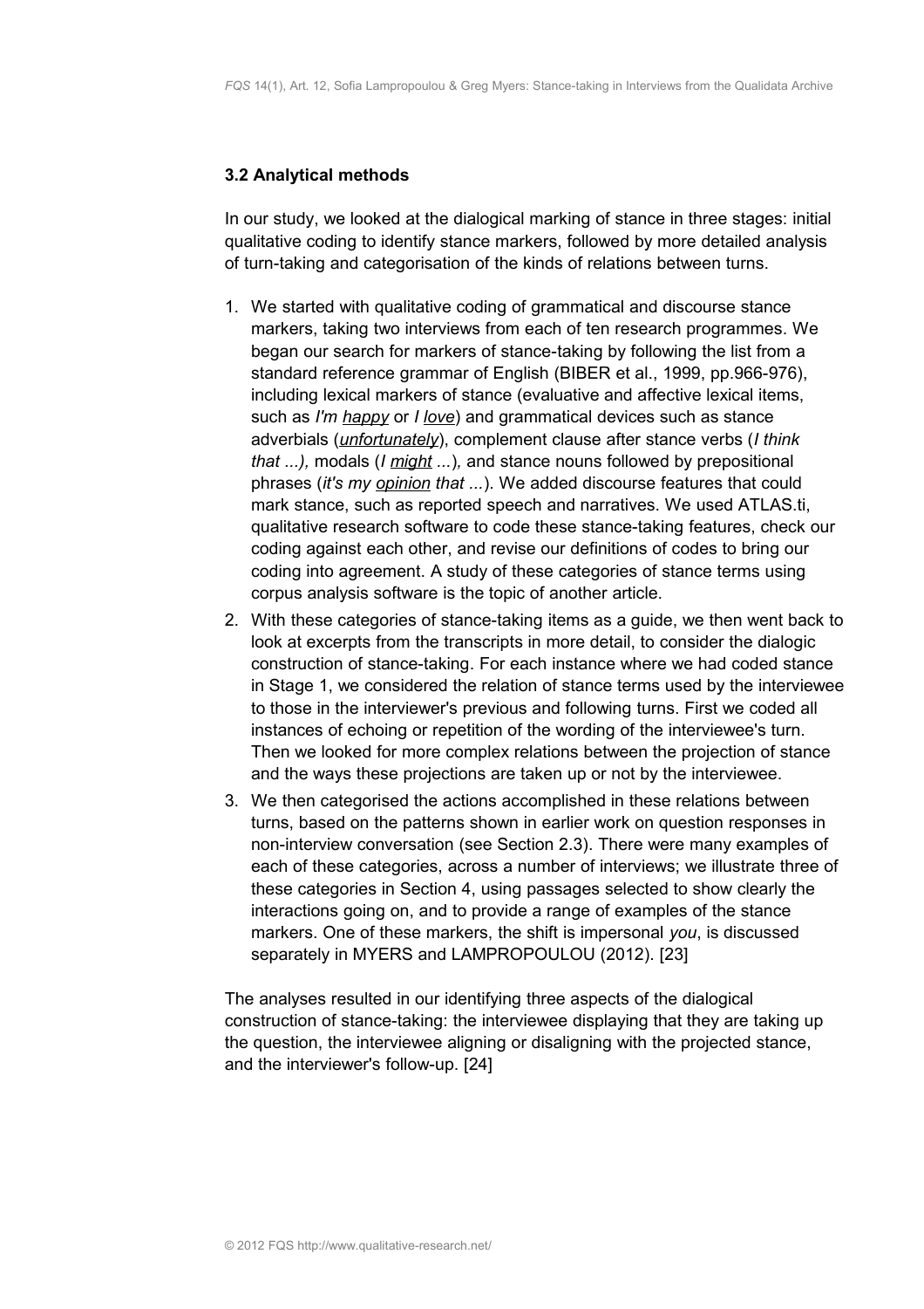### 3.2 Analytical methods

In our study, we looked at the dialogical marking of stance in three stages: initial qualitative coding to identify stance markers, followed by more detailed analysis of turn-taking and categorisation of the kinds of relations between turns.

1. We started with qualitative coding of grammatical and discourse stance markers, taking two interviews from each of ten research programmes. We began our search for markers of stance-taking by following the list from a standard reference grammar of English (BIBER et al., 1999, pp.966-976), including lexical markers of stance (evaluative and affective lexical items, such as *I'm happy* or *I love*) and grammatical devices such as stance adverbials (*unfortunately*), complement clause after stance verbs (*I think that ...),* modals (*I might ...*)*,* and stance nouns followed by prepositional phrases (*it's my opinion that ...*). We added discourse features that could mark stance, such as reported speech and narratives. We used ATLAS.ti, qualitative research software to code these stance-taking features, check our coding against each other, and revise our definitions of codes to bring our coding into agreement. A study of these categories of stance terms using corpus analysis software is the topic of another article.
2. With these categories of stance-taking items as a guide, we then went back to look at excerpts from the transcripts in more detail, to consider the dialogic construction of stance-taking. For each instance where we had coded stance in Stage 1, we considered the relation of stance terms used by the interviewee to those in the interviewer's previous and following turns. First we coded all instances of echoing or repetition of the wording of the interviewee's turn. Then we looked for more complex relations between the projection of stance and the ways these projections are taken up or not by the interviewee.
3. We then categorised the actions accomplished in these relations between turns, based on the patterns shown in earlier work on question responses in non-interview conversation (see Section 2.3). There were many examples of each of these categories, across a number of interviews; we illustrate three of these categories in Section 4, using passages selected to show clearly the interactions going on, and to provide a range of examples of the stance markers. One of these markers, the shift is impersonal *you*, is discussed separately in MYERS and LAMPROPOULOU (2012). [23]

The analyses resulted in our identifying three aspects of the dialogical construction of stance-taking: the interviewee displaying that they are taking up the question, the interviewee aligning or disaligning with the projected stance, and the interviewer's follow-up. [24]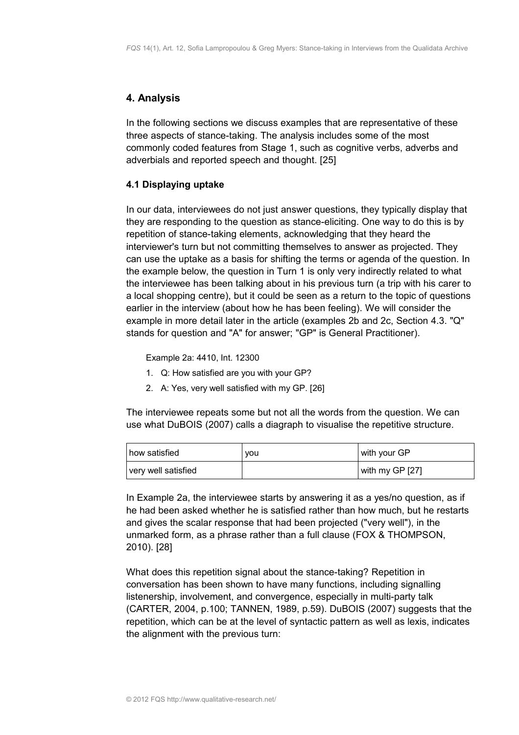## 4. Analysis

In the following sections we discuss examples that are representative of these three aspects of stance-taking. The analysis includes some of the most commonly coded features from Stage 1, such as cognitive verbs, adverbs and adverbials and reported speech and thought. [25]

### 4.1 Displaying uptake

In our data, interviewees do not just answer questions, they typically display that they are responding to the question as stance-eliciting. One way to do this is by repetition of stance-taking elements, acknowledging that they heard the interviewer's turn but not committing themselves to answer as projected. They can use the uptake as a basis for shifting the terms or agenda of the question. In the example below, the question in Turn 1 is only very indirectly related to what the interviewee has been talking about in his previous turn (a trip with his carer to a local shopping centre), but it could be seen as a return to the topic of questions earlier in the interview (about how he has been feeling). We will consider the example in more detail later in the article (examples 2b and 2c, Section 4.3. "Q" stands for question and "A" for answer; "GP" is General Practitioner).

Example 2a: 4410, Int. 12300

1. Q: How satisfied are you with your GP?
2. A: Yes, very well satisfied with my GP. [26]

The interviewee repeats some but not all the words from the question. We can use what DuBOIS (2007) calls a diagraph to visualise the repetitive structure.

| how satisfied | you | with your GP |
|---|---|---|
| very well satisfied | | with my GP [27] |

In Example 2a, the interviewee starts by answering it as a yes/no question, as if he had been asked whether he is satisfied rather than how much, but he restarts and gives the scalar response that had been projected ("very well"), in the unmarked form, as a phrase rather than a full clause (FOX & THOMPSON, 2010). [28]

What does this repetition signal about the stance-taking? Repetition in conversation has been shown to have many functions, including signalling listenership, involvement, and convergence, especially in multi-party talk (CARTER, 2004, p.100; TANNEN, 1989, p.59). DuBOIS (2007) suggests that the repetition, which can be at the level of syntactic pattern as well as lexis, indicates the alignment with the previous turn: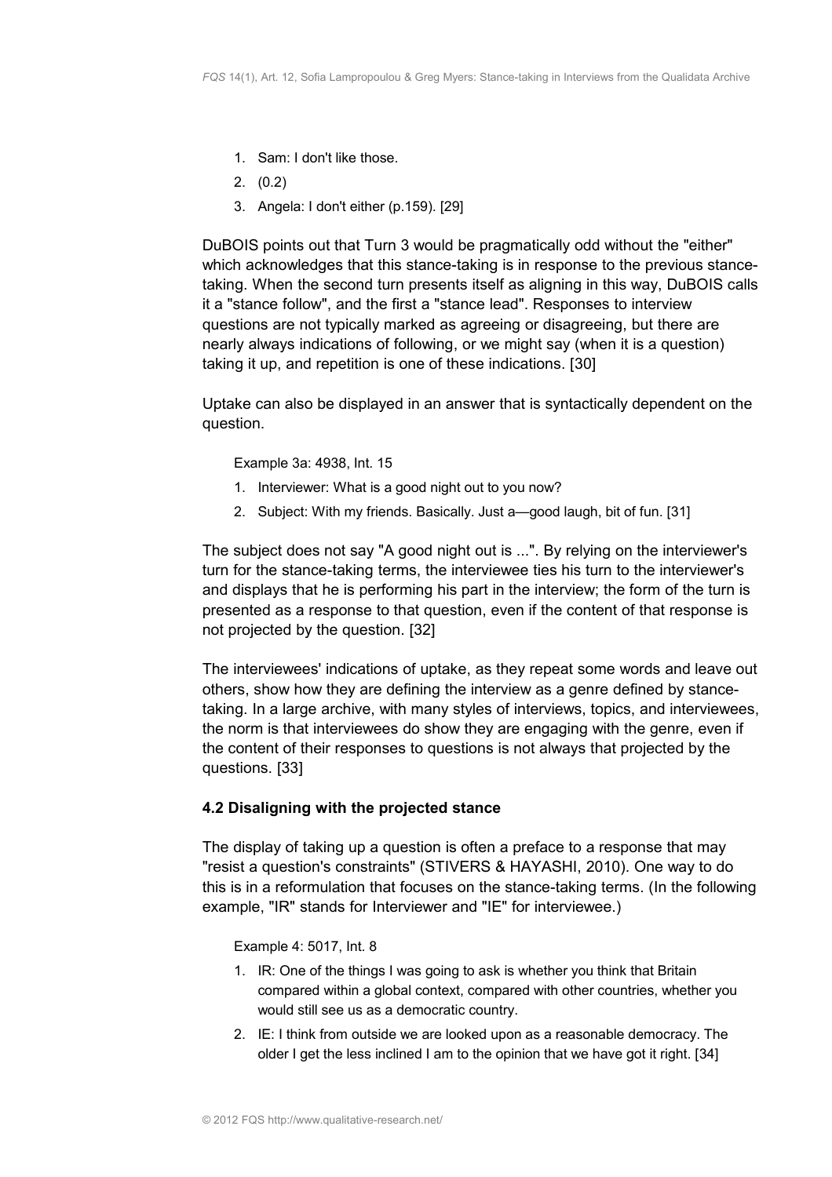1. Sam: I don't like those.
2. (0.2)
3. Angela: I don't either (p.159). [29]

DuBOIS points out that Turn 3 would be pragmatically odd without the "either" which acknowledges that this stance-taking is in response to the previous stance-taking. When the second turn presents itself as aligning in this way, DuBOIS calls it a "stance follow", and the first a "stance lead". Responses to interview questions are not typically marked as agreeing or disagreeing, but there are nearly always indications of following, or we might say (when it is a question) taking it up, and repetition is one of these indications. [30]

Uptake can also be displayed in an answer that is syntactically dependent on the question.

Example 3a: 4938, Int. 15

1. Interviewer: What is a good night out to you now?
2. Subject: With my friends. Basically. Just a—good laugh, bit of fun. [31]

The subject does not say "A good night out is ...". By relying on the interviewer's turn for the stance-taking terms, the interviewee ties his turn to the interviewer's and displays that he is performing his part in the interview; the form of the turn is presented as a response to that question, even if the content of that response is not projected by the question. [32]

The interviewees' indications of uptake, as they repeat some words and leave out others, show how they are defining the interview as a genre defined by stance-taking. In a large archive, with many styles of interviews, topics, and interviewees, the norm is that interviewees do show they are engaging with the genre, even if the content of their responses to questions is not always that projected by the questions. [33]

### 4.2 Disaligning with the projected stance

The display of taking up a question is often a preface to a response that may "resist a question's constraints" (STIVERS & HAYASHI, 2010). One way to do this is in a reformulation that focuses on the stance-taking terms. (In the following example, "IR" stands for Interviewer and "IE" for interviewee.)

Example 4: 5017, Int. 8

1. IR: One of the things I was going to ask is whether you think that Britain compared within a global context, compared with other countries, whether you would still see us as a democratic country.
2. IE: I think from outside we are looked upon as a reasonable democracy. The older I get the less inclined I am to the opinion that we have got it right. [34]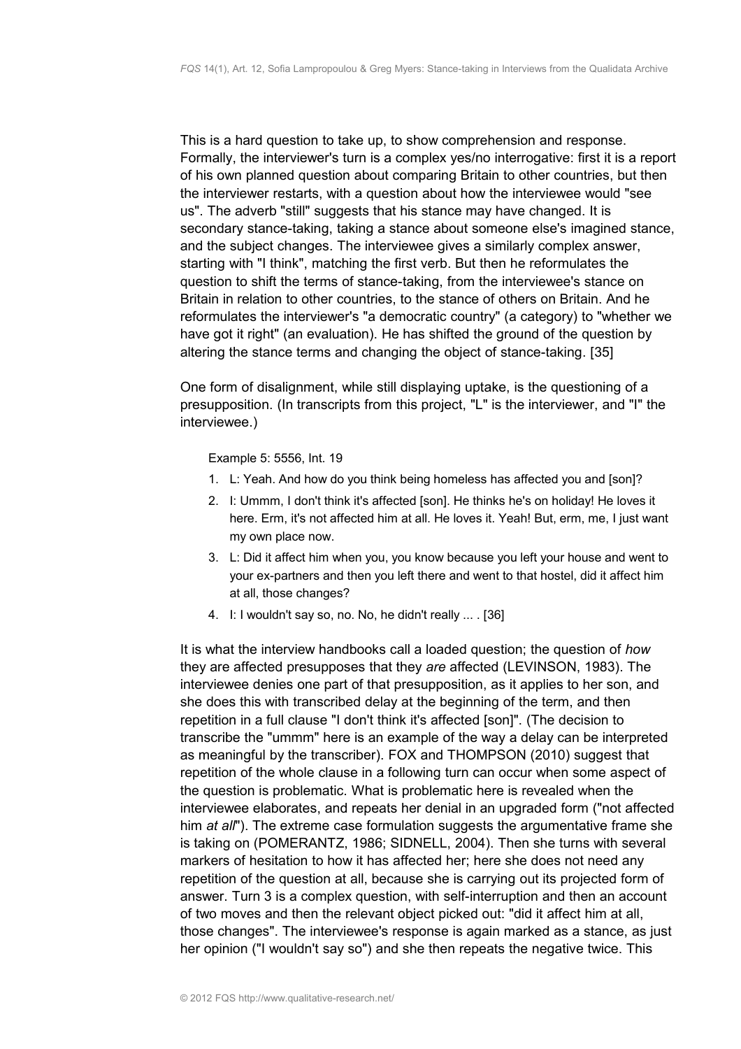This is a hard question to take up, to show comprehension and response. Formally, the interviewer's turn is a complex yes/no interrogative: first it is a report of his own planned question about comparing Britain to other countries, but then the interviewer restarts, with a question about how the interviewee would "see us". The adverb "still" suggests that his stance may have changed. It is secondary stance-taking, taking a stance about someone else's imagined stance, and the subject changes. The interviewee gives a similarly complex answer, starting with "I think", matching the first verb. But then he reformulates the question to shift the terms of stance-taking, from the interviewee's stance on Britain in relation to other countries, to the stance of others on Britain. And he reformulates the interviewer's "a democratic country" (a category) to "whether we have got it right" (an evaluation). He has shifted the ground of the question by altering the stance terms and changing the object of stance-taking. [35]

One form of disalignment, while still displaying uptake, is the questioning of a presupposition. (In transcripts from this project, "L" is the interviewer, and "I" the interviewee.)

Example 5: 5556, Int. 19

1. L: Yeah. And how do you think being homeless has affected you and [son]?
2. I: Ummm, I don't think it's affected [son]. He thinks he's on holiday! He loves it here. Erm, it's not affected him at all. He loves it. Yeah! But, erm, me, I just want my own place now.
3. L: Did it affect him when you, you know because you left your house and went to your ex-partners and then you left there and went to that hostel, did it affect him at all, those changes?
4. I: I wouldn't say so, no. No, he didn't really ... . [36]

It is what the interview handbooks call a loaded question; the question of *how* they are affected presupposes that they *are* affected (LEVINSON, 1983). The interviewee denies one part of that presupposition, as it applies to her son, and she does this with transcribed delay at the beginning of the term, and then repetition in a full clause "I don't think it's affected [son]". (The decision to transcribe the "ummm" here is an example of the way a delay can be interpreted as meaningful by the transcriber). FOX and THOMPSON (2010) suggest that repetition of the whole clause in a following turn can occur when some aspect of the question is problematic. What is problematic here is revealed when the interviewee elaborates, and repeats her denial in an upgraded form ("not affected him *at all*"). The extreme case formulation suggests the argumentative frame she is taking on (POMERANTZ, 1986; SIDNELL, 2004). Then she turns with several markers of hesitation to how it has affected her; here she does not need any repetition of the question at all, because she is carrying out its projected form of answer. Turn 3 is a complex question, with self-interruption and then an account of two moves and then the relevant object picked out: "did it affect him at all, those changes". The interviewee's response is again marked as a stance, as just her opinion ("I wouldn't say so") and she then repeats the negative twice. This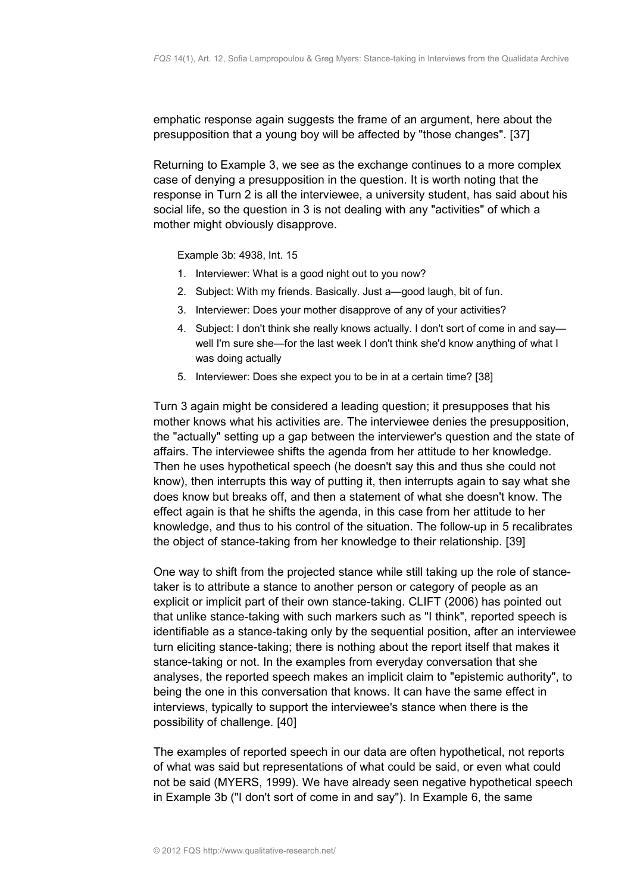emphatic response again suggests the frame of an argument, here about the presupposition that a young boy will be affected by "those changes". [37]

Returning to Example 3, we see as the exchange continues to a more complex case of denying a presupposition in the question. It is worth noting that the response in Turn 2 is all the interviewee, a university student, has said about his social life, so the question in 3 is not dealing with any "activities" of which a mother might obviously disapprove.

Example 3b: 4938, Int. 15

1. Interviewer: What is a good night out to you now?
2. Subject: With my friends. Basically. Just a—good laugh, bit of fun.
3. Interviewer: Does your mother disapprove of any of your activities?
4. Subject: I don't think she really knows actually. I don't sort of come in and say—well I'm sure she—for the last week I don't think she'd know anything of what I was doing actually
5. Interviewer: Does she expect you to be in at a certain time? [38]

Turn 3 again might be considered a leading question; it presupposes that his mother knows what his activities are. The interviewee denies the presupposition, the "actually" setting up a gap between the interviewer's question and the state of affairs. The interviewee shifts the agenda from her attitude to her knowledge. Then he uses hypothetical speech (he doesn't say this and thus she could not know), then interrupts this way of putting it, then interrupts again to say what she does know but breaks off, and then a statement of what she doesn't know. The effect again is that he shifts the agenda, in this case from her attitude to her knowledge, and thus to his control of the situation. The follow-up in 5 recalibrates the object of stance-taking from her knowledge to their relationship. [39]

One way to shift from the projected stance while still taking up the role of stance-taker is to attribute a stance to another person or category of people as an explicit or implicit part of their own stance-taking. CLIFT (2006) has pointed out that unlike stance-taking with such markers such as "I think", reported speech is identifiable as a stance-taking only by the sequential position, after an interviewee turn eliciting stance-taking; there is nothing about the report itself that makes it stance-taking or not. In the examples from everyday conversation that she analyses, the reported speech makes an implicit claim to "epistemic authority", to being the one in this conversation that knows. It can have the same effect in interviews, typically to support the interviewee's stance when there is the possibility of challenge. [40]

The examples of reported speech in our data are often hypothetical, not reports of what was said but representations of what could be said, or even what could not be said (MYERS, 1999). We have already seen negative hypothetical speech in Example 3b ("I don't sort of come in and say"). In Example 6, the same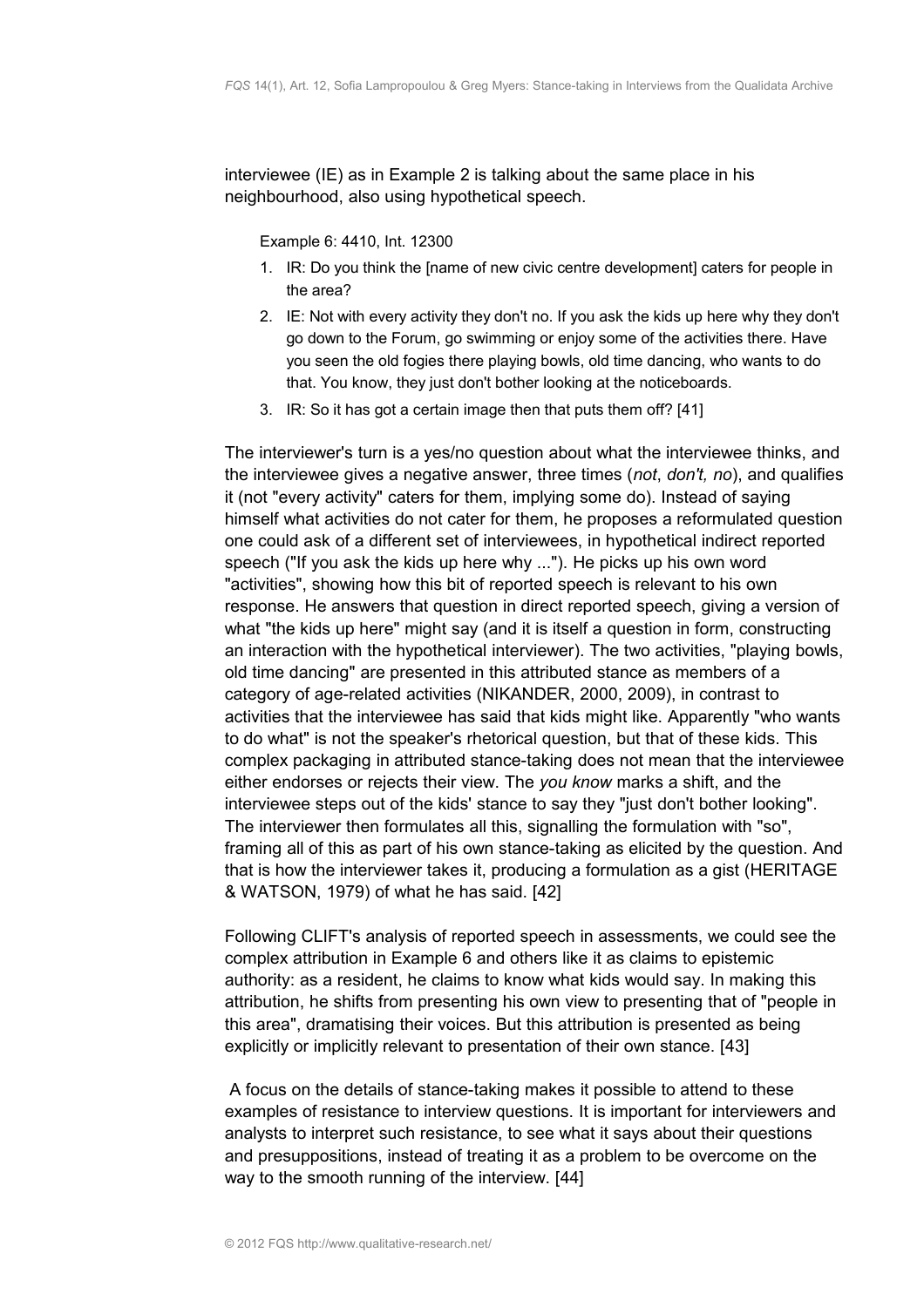interviewee (IE) as in Example 2 is talking about the same place in his neighbourhood, also using hypothetical speech.

Example 6: 4410, Int. 12300

1. IR: Do you think the [name of new civic centre development] caters for people in the area?
2. IE: Not with every activity they don't no. If you ask the kids up here why they don't go down to the Forum, go swimming or enjoy some of the activities there. Have you seen the old fogies there playing bowls, old time dancing, who wants to do that. You know, they just don't bother looking at the noticeboards.
3. IR: So it has got a certain image then that puts them off? [41]

The interviewer's turn is a yes/no question about what the interviewee thinks, and the interviewee gives a negative answer, three times (*not*, *don't, no*), and qualifies it (not "every activity" caters for them, implying some do). Instead of saying himself what activities do not cater for them, he proposes a reformulated question one could ask of a different set of interviewees, in hypothetical indirect reported speech ("If you ask the kids up here why ..."). He picks up his own word "activities", showing how this bit of reported speech is relevant to his own response. He answers that question in direct reported speech, giving a version of what "the kids up here" might say (and it is itself a question in form, constructing an interaction with the hypothetical interviewer). The two activities, "playing bowls, old time dancing" are presented in this attributed stance as members of a category of age-related activities (NIKANDER, 2000, 2009), in contrast to activities that the interviewee has said that kids might like. Apparently "who wants to do what" is not the speaker's rhetorical question, but that of these kids. This complex packaging in attributed stance-taking does not mean that the interviewee either endorses or rejects their view. The *you know* marks a shift, and the interviewee steps out of the kids' stance to say they "just don't bother looking". The interviewer then formulates all this, signalling the formulation with "so", framing all of this as part of his own stance-taking as elicited by the question. And that is how the interviewer takes it, producing a formulation as a gist (HERITAGE & WATSON, 1979) of what he has said. [42]

Following CLIFT's analysis of reported speech in assessments, we could see the complex attribution in Example 6 and others like it as claims to epistemic authority: as a resident, he claims to know what kids would say. In making this attribution, he shifts from presenting his own view to presenting that of "people in this area", dramatising their voices. But this attribution is presented as being explicitly or implicitly relevant to presentation of their own stance. [43]

A focus on the details of stance-taking makes it possible to attend to these examples of resistance to interview questions. It is important for interviewers and analysts to interpret such resistance, to see what it says about their questions and presuppositions, instead of treating it as a problem to be overcome on the way to the smooth running of the interview. [44]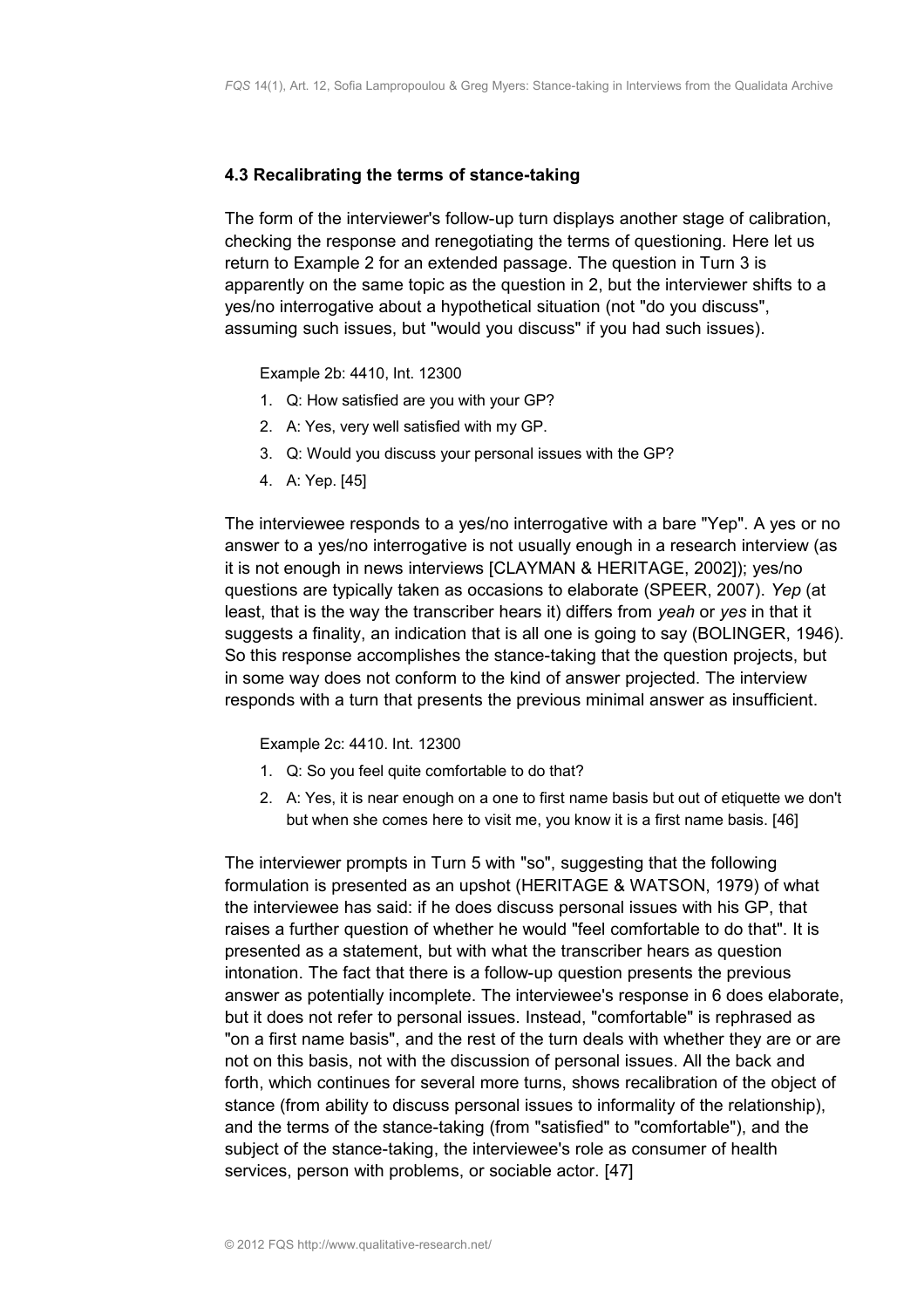### 4.3 Recalibrating the terms of stance-taking

The form of the interviewer's follow-up turn displays another stage of calibration, checking the response and renegotiating the terms of questioning. Here let us return to Example 2 for an extended passage. The question in Turn 3 is apparently on the same topic as the question in 2, but the interviewer shifts to a yes/no interrogative about a hypothetical situation (not "do you discuss", assuming such issues, but "would you discuss" if you had such issues).

Example 2b: 4410, Int. 12300

1. Q: How satisfied are you with your GP?
2. A: Yes, very well satisfied with my GP.
3. Q: Would you discuss your personal issues with the GP?
4. A: Yep. [45]

The interviewee responds to a yes/no interrogative with a bare "Yep". A yes or no answer to a yes/no interrogative is not usually enough in a research interview (as it is not enough in news interviews [CLAYMAN & HERITAGE, 2002]); yes/no questions are typically taken as occasions to elaborate (SPEER, 2007). *Yep* (at least, that is the way the transcriber hears it) differs from *yeah* or *yes* in that it suggests a finality, an indication that is all one is going to say (BOLINGER, 1946). So this response accomplishes the stance-taking that the question projects, but in some way does not conform to the kind of answer projected. The interview responds with a turn that presents the previous minimal answer as insufficient.

Example 2c: 4410. Int. 12300

1. Q: So you feel quite comfortable to do that?
2. A: Yes, it is near enough on a one to first name basis but out of etiquette we don't but when she comes here to visit me, you know it is a first name basis. [46]

The interviewer prompts in Turn 5 with "so", suggesting that the following formulation is presented as an upshot (HERITAGE & WATSON, 1979) of what the interviewee has said: if he does discuss personal issues with his GP, that raises a further question of whether he would "feel comfortable to do that". It is presented as a statement, but with what the transcriber hears as question intonation. The fact that there is a follow-up question presents the previous answer as potentially incomplete. The interviewee's response in 6 does elaborate, but it does not refer to personal issues. Instead, "comfortable" is rephrased as "on a first name basis", and the rest of the turn deals with whether they are or are not on this basis, not with the discussion of personal issues. All the back and forth, which continues for several more turns, shows recalibration of the object of stance (from ability to discuss personal issues to informality of the relationship), and the terms of the stance-taking (from "satisfied" to "comfortable"), and the subject of the stance-taking, the interviewee's role as consumer of health services, person with problems, or sociable actor. [47]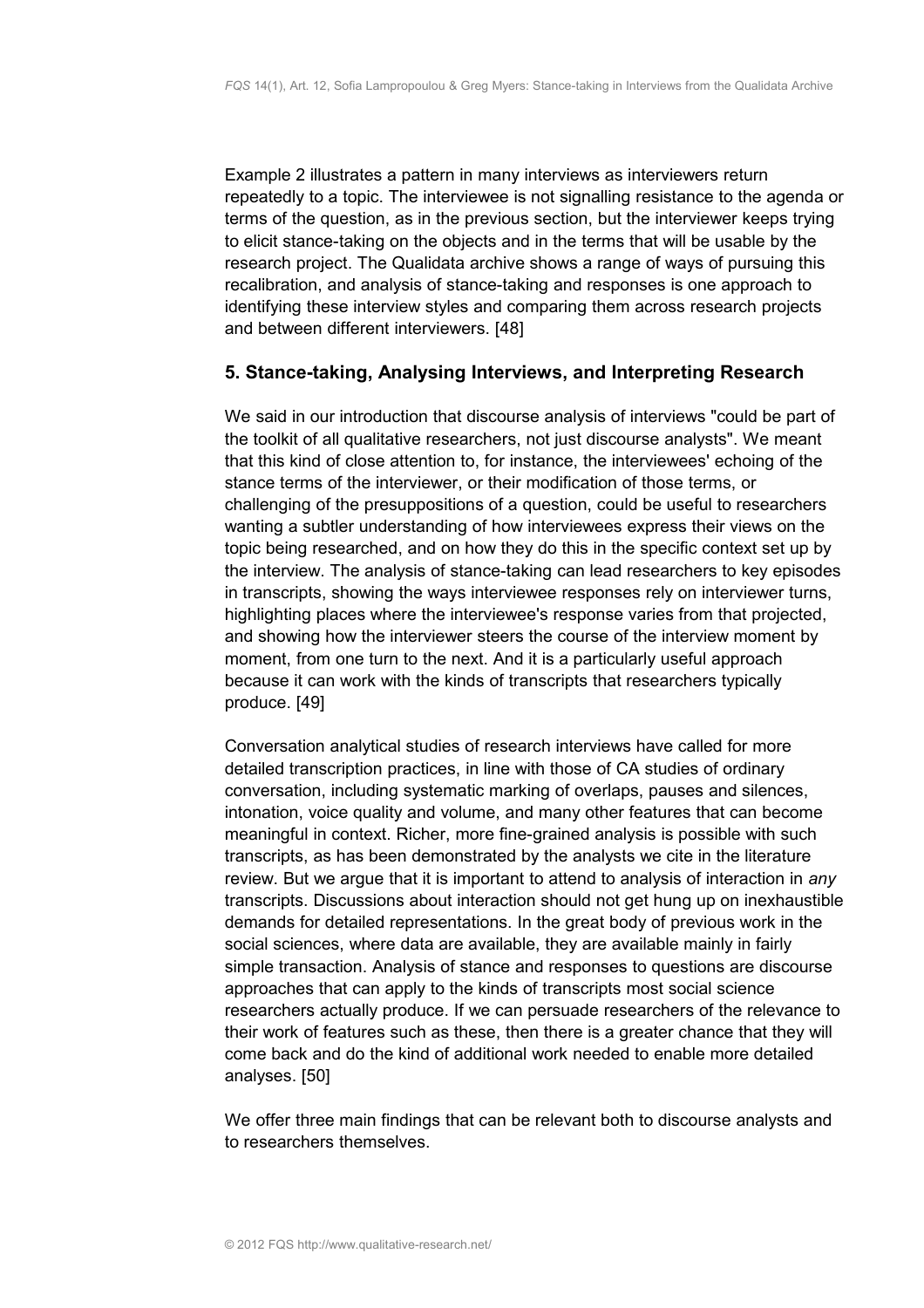Example 2 illustrates a pattern in many interviews as interviewers return repeatedly to a topic. The interviewee is not signalling resistance to the agenda or terms of the question, as in the previous section, but the interviewer keeps trying to elicit stance-taking on the objects and in the terms that will be usable by the research project. The Qualidata archive shows a range of ways of pursuing this recalibration, and analysis of stance-taking and responses is one approach to identifying these interview styles and comparing them across research projects and between different interviewers. [48]

## 5. Stance-taking, Analysing Interviews, and Interpreting Research

We said in our introduction that discourse analysis of interviews "could be part of the toolkit of all qualitative researchers, not just discourse analysts". We meant that this kind of close attention to, for instance, the interviewees' echoing of the stance terms of the interviewer, or their modification of those terms, or challenging of the presuppositions of a question, could be useful to researchers wanting a subtler understanding of how interviewees express their views on the topic being researched, and on how they do this in the specific context set up by the interview. The analysis of stance-taking can lead researchers to key episodes in transcripts, showing the ways interviewee responses rely on interviewer turns, highlighting places where the interviewee's response varies from that projected, and showing how the interviewer steers the course of the interview moment by moment, from one turn to the next. And it is a particularly useful approach because it can work with the kinds of transcripts that researchers typically produce. [49]

Conversation analytical studies of research interviews have called for more detailed transcription practices, in line with those of CA studies of ordinary conversation, including systematic marking of overlaps, pauses and silences, intonation, voice quality and volume, and many other features that can become meaningful in context. Richer, more fine-grained analysis is possible with such transcripts, as has been demonstrated by the analysts we cite in the literature review. But we argue that it is important to attend to analysis of interaction in *any* transcripts. Discussions about interaction should not get hung up on inexhaustible demands for detailed representations. In the great body of previous work in the social sciences, where data are available, they are available mainly in fairly simple transaction. Analysis of stance and responses to questions are discourse approaches that can apply to the kinds of transcripts most social science researchers actually produce. If we can persuade researchers of the relevance to their work of features such as these, then there is a greater chance that they will come back and do the kind of additional work needed to enable more detailed analyses. [50]

We offer three main findings that can be relevant both to discourse analysts and to researchers themselves.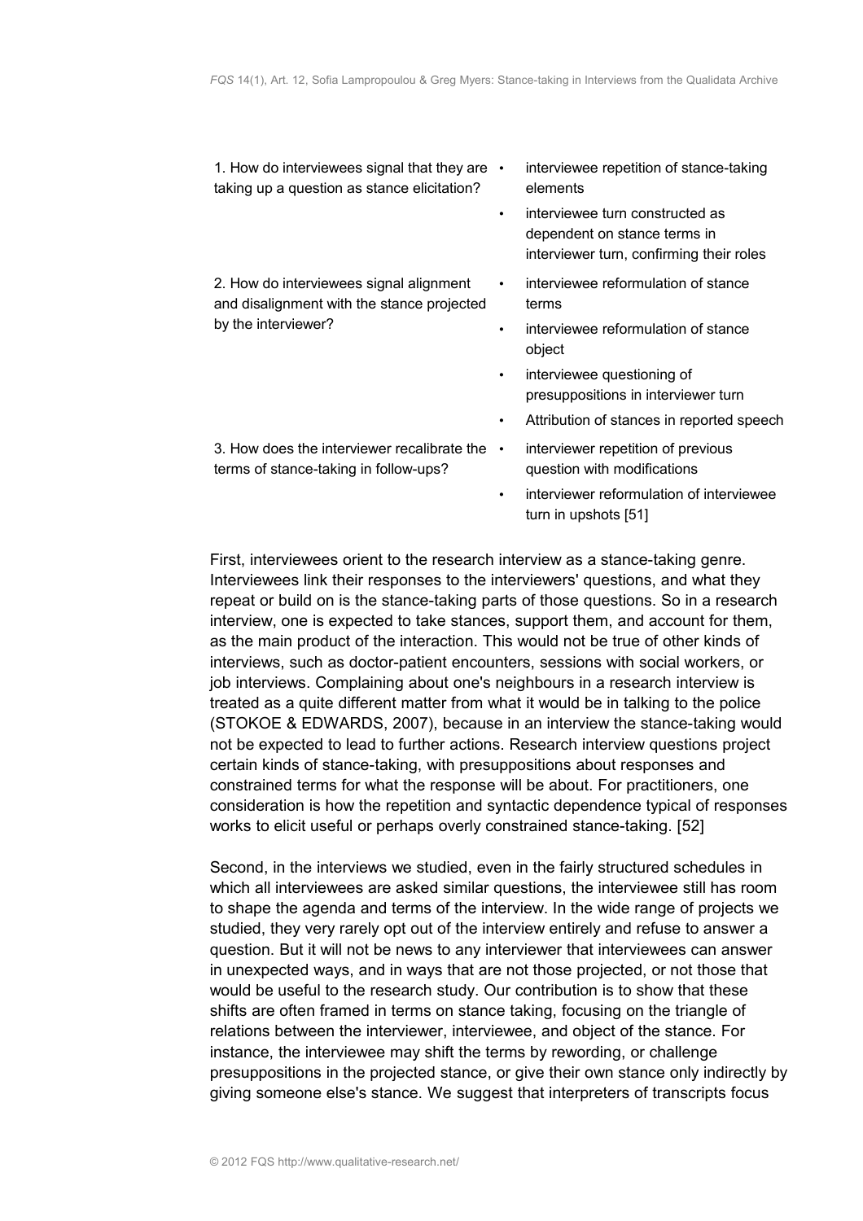| | |
|---|---|
| 1. How do interviewees signal that they are taking up a question as stance elicitation? | • interviewee repetition of stance-taking elements<br>• interviewee turn constructed as dependent on stance terms in interviewer turn, confirming their roles |
| 2. How do interviewees signal alignment and disalignment with the stance projected by the interviewer? | • interviewee reformulation of stance terms<br>• interviewee reformulation of stance object<br>• interviewee questioning of presuppositions in interviewer turn<br>• Attribution of stances in reported speech |
| 3. How does the interviewer recalibrate the terms of stance-taking in follow-ups? | • interviewer repetition of previous question with modifications<br>• interviewer reformulation of interviewee turn in upshots [51] |

First, interviewees orient to the research interview as a stance-taking genre. Interviewees link their responses to the interviewers' questions, and what they repeat or build on is the stance-taking parts of those questions. So in a research interview, one is expected to take stances, support them, and account for them, as the main product of the interaction. This would not be true of other kinds of interviews, such as doctor-patient encounters, sessions with social workers, or job interviews. Complaining about one's neighbours in a research interview is treated as a quite different matter from what it would be in talking to the police (STOKOE & EDWARDS, 2007), because in an interview the stance-taking would not be expected to lead to further actions. Research interview questions project certain kinds of stance-taking, with presuppositions about responses and constrained terms for what the response will be about. For practitioners, one consideration is how the repetition and syntactic dependence typical of responses works to elicit useful or perhaps overly constrained stance-taking. [52]

Second, in the interviews we studied, even in the fairly structured schedules in which all interviewees are asked similar questions, the interviewee still has room to shape the agenda and terms of the interview. In the wide range of projects we studied, they very rarely opt out of the interview entirely and refuse to answer a question. But it will not be news to any interviewer that interviewees can answer in unexpected ways, and in ways that are not those projected, or not those that would be useful to the research study. Our contribution is to show that these shifts are often framed in terms on stance taking, focusing on the triangle of relations between the interviewer, interviewee, and object of the stance. For instance, the interviewee may shift the terms by rewording, or challenge presuppositions in the projected stance, or give their own stance only indirectly by giving someone else's stance. We suggest that interpreters of transcripts focus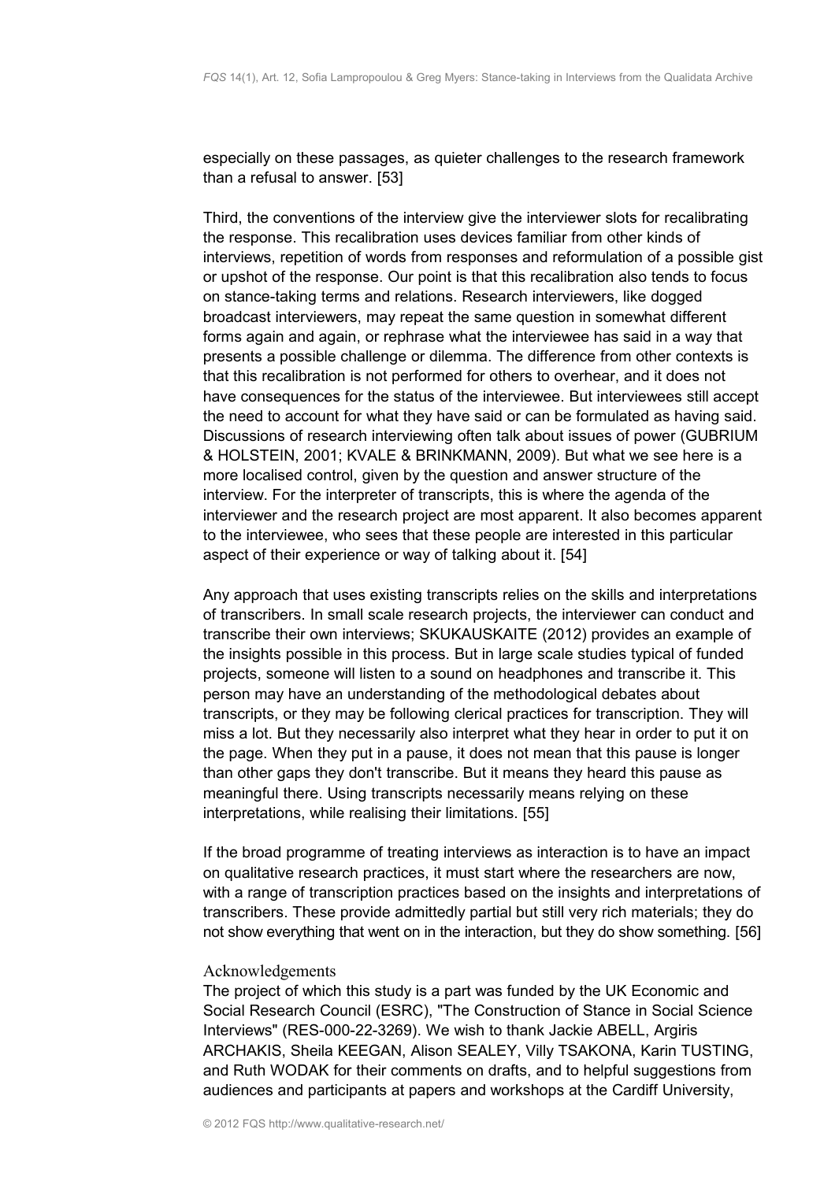especially on these passages, as quieter challenges to the research framework than a refusal to answer. [53]

Third, the conventions of the interview give the interviewer slots for recalibrating the response. This recalibration uses devices familiar from other kinds of interviews, repetition of words from responses and reformulation of a possible gist or upshot of the response. Our point is that this recalibration also tends to focus on stance-taking terms and relations. Research interviewers, like dogged broadcast interviewers, may repeat the same question in somewhat different forms again and again, or rephrase what the interviewee has said in a way that presents a possible challenge or dilemma. The difference from other contexts is that this recalibration is not performed for others to overhear, and it does not have consequences for the status of the interviewee. But interviewees still accept the need to account for what they have said or can be formulated as having said. Discussions of research interviewing often talk about issues of power (GUBRIUM & HOLSTEIN, 2001; KVALE & BRINKMANN, 2009). But what we see here is a more localised control, given by the question and answer structure of the interview. For the interpreter of transcripts, this is where the agenda of the interviewer and the research project are most apparent. It also becomes apparent to the interviewee, who sees that these people are interested in this particular aspect of their experience or way of talking about it. [54]

Any approach that uses existing transcripts relies on the skills and interpretations of transcribers. In small scale research projects, the interviewer can conduct and transcribe their own interviews; SKUKAUSKAITE (2012) provides an example of the insights possible in this process. But in large scale studies typical of funded projects, someone will listen to a sound on headphones and transcribe it. This person may have an understanding of the methodological debates about transcripts, or they may be following clerical practices for transcription. They will miss a lot. But they necessarily also interpret what they hear in order to put it on the page. When they put in a pause, it does not mean that this pause is longer than other gaps they don't transcribe. But it means they heard this pause as meaningful there. Using transcripts necessarily means relying on these interpretations, while realising their limitations. [55]

If the broad programme of treating interviews as interaction is to have an impact on qualitative research practices, it must start where the researchers are now, with a range of transcription practices based on the insights and interpretations of transcribers. These provide admittedly partial but still very rich materials; they do not show everything that went on in the interaction, but they do show something. [56]

## Acknowledgements

The project of which this study is a part was funded by the UK Economic and Social Research Council (ESRC), "The Construction of Stance in Social Science Interviews" (RES-000-22-3269). We wish to thank Jackie ABELL, Argiris ARCHAKIS, Sheila KEEGAN, Alison SEALEY, Villy TSAKONA, Karin TUSTING, and Ruth WODAK for their comments on drafts, and to helpful suggestions from audiences and participants at papers and workshops at the Cardiff University,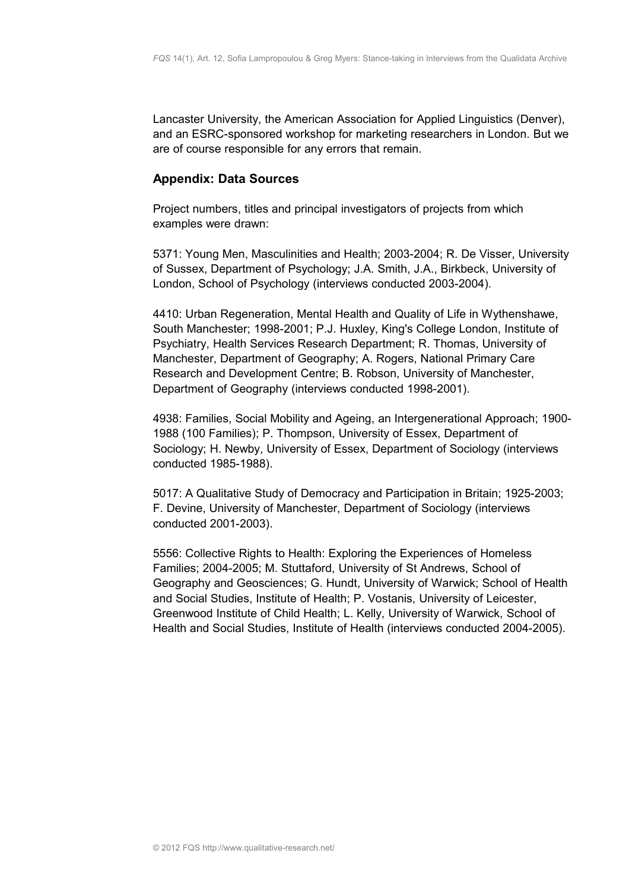Lancaster University, the American Association for Applied Linguistics (Denver), and an ESRC-sponsored workshop for marketing researchers in London. But we are of course responsible for any errors that remain.

## Appendix: Data Sources

Project numbers, titles and principal investigators of projects from which examples were drawn:

5371: Young Men, Masculinities and Health; 2003-2004; R. De Visser, University of Sussex, Department of Psychology; J.A. Smith, J.A., Birkbeck, University of London, School of Psychology (interviews conducted 2003-2004).

4410: Urban Regeneration, Mental Health and Quality of Life in Wythenshawe, South Manchester; 1998-2001; P.J. Huxley, King's College London, Institute of Psychiatry, Health Services Research Department; R. Thomas, University of Manchester, Department of Geography; A. Rogers, National Primary Care Research and Development Centre; B. Robson, University of Manchester, Department of Geography (interviews conducted 1998-2001).

4938: Families, Social Mobility and Ageing, an Intergenerational Approach; 1900-1988 (100 Families); P. Thompson, University of Essex, Department of Sociology; H. Newby, University of Essex, Department of Sociology (interviews conducted 1985-1988).

5017: A Qualitative Study of Democracy and Participation in Britain; 1925-2003; F. Devine, University of Manchester, Department of Sociology (interviews conducted 2001-2003).

5556: Collective Rights to Health: Exploring the Experiences of Homeless Families; 2004-2005; M. Stuttaford, University of St Andrews, School of Geography and Geosciences; G. Hundt, University of Warwick; School of Health and Social Studies, Institute of Health; P. Vostanis, University of Leicester, Greenwood Institute of Child Health; L. Kelly, University of Warwick, School of Health and Social Studies, Institute of Health (interviews conducted 2004-2005).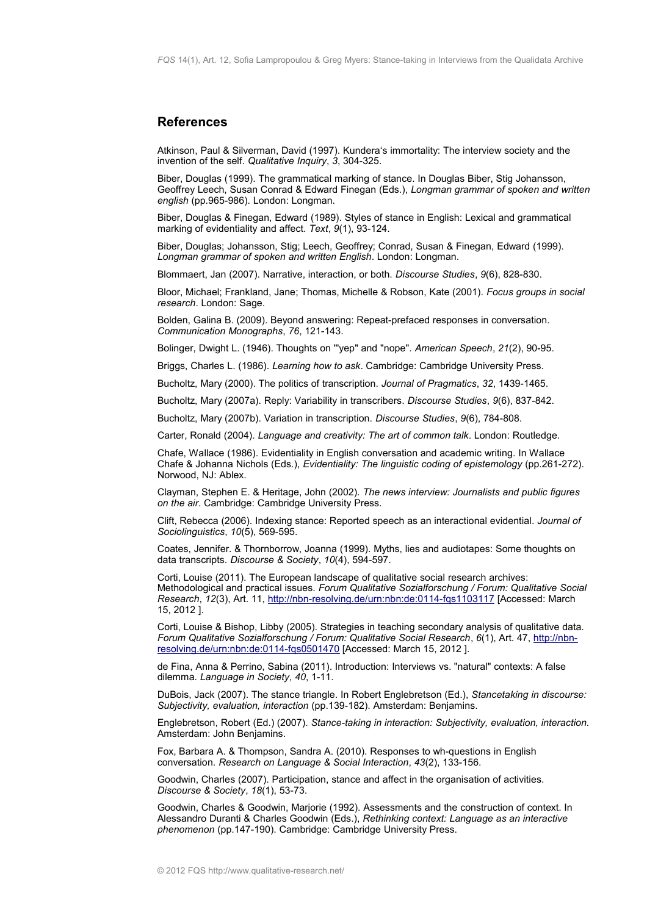## References

Atkinson, Paul & Silverman, David (1997). Kundera's immortality: The interview society and the invention of the self. *Qualitative Inquiry*, *3*, 304-325.

Biber, Douglas (1999). The grammatical marking of stance. In Douglas Biber, Stig Johansson, Geoffrey Leech, Susan Conrad & Edward Finegan (Eds.), *Longman grammar of spoken and written english* (pp.965-986). London: Longman.

Biber, Douglas & Finegan, Edward (1989). Styles of stance in English: Lexical and grammatical marking of evidentiality and affect. *Text*, *9*(1), 93-124.

Biber, Douglas; Johansson, Stig; Leech, Geoffrey; Conrad, Susan & Finegan, Edward (1999). *Longman grammar of spoken and written English*. London: Longman.

Blommaert, Jan (2007). Narrative, interaction, or both. *Discourse Studies*, *9*(6), 828-830.

Bloor, Michael; Frankland, Jane; Thomas, Michelle & Robson, Kate (2001). *Focus groups in social research*. London: Sage.

Bolden, Galina B. (2009). Beyond answering: Repeat-prefaced responses in conversation. *Communication Monographs*, *76*, 121-143.

Bolinger, Dwight L. (1946). Thoughts on "'yep" and "nope". *American Speech*, *21*(2), 90-95.

Briggs, Charles L. (1986). *Learning how to ask*. Cambridge: Cambridge University Press.

Bucholtz, Mary (2000). The politics of transcription. *Journal of Pragmatics*, *32*, 1439-1465.

Bucholtz, Mary (2007a). Reply: Variability in transcribers. *Discourse Studies*, *9*(6), 837-842.

Bucholtz, Mary (2007b). Variation in transcription. *Discourse Studies*, *9*(6), 784-808.

Carter, Ronald (2004). *Language and creativity: The art of common talk*. London: Routledge.

Chafe, Wallace (1986). Evidentiality in English conversation and academic writing. In Wallace Chafe & Johanna Nichols (Eds.), *Evidentiality: The linguistic coding of epistemology* (pp.261-272). Norwood, NJ: Ablex.

Clayman, Stephen E. & Heritage, John (2002). *The news interview: Journalists and public figures on the air*. Cambridge: Cambridge University Press.

Clift, Rebecca (2006). Indexing stance: Reported speech as an interactional evidential. *Journal of Sociolinguistics*, *10*(5), 569-595.

Coates, Jennifer. & Thornborrow, Joanna (1999). Myths, lies and audiotapes: Some thoughts on data transcripts. *Discourse & Society*, *10*(4), 594-597.

Corti, Louise (2011). The European landscape of qualitative social research archives: Methodological and practical issues. *Forum Qualitative Sozialforschung / Forum: Qualitative Social Research*, *12*(3), Art. 11, http://nbn-resolving.de/urn:nbn:de:0114-fqs1103117 [Accessed: March 15, 2012 ].

Corti, Louise & Bishop, Libby (2005). Strategies in teaching secondary analysis of qualitative data. *Forum Qualitative Sozialforschung / Forum: Qualitative Social Research*, *6*(1), Art. 47, http://nbn-resolving.de/urn:nbn:de:0114-fqs0501470 [Accessed: March 15, 2012 ].

de Fina, Anna & Perrino, Sabina (2011). Introduction: Interviews vs. "natural" contexts: A false dilemma. *Language in Society*, *40*, 1-11.

DuBois, Jack (2007). The stance triangle. In Robert Englebretson (Ed.), *Stancetaking in discourse: Subjectivity, evaluation, interaction* (pp.139-182). Amsterdam: Benjamins.

Englebretson, Robert (Ed.) (2007). *Stance-taking in interaction: Subjectivity, evaluation, interaction.* Amsterdam: John Benjamins.

Fox, Barbara A. & Thompson, Sandra A. (2010). Responses to wh-questions in English conversation. *Research on Language & Social Interaction*, *43*(2), 133-156.

Goodwin, Charles (2007). Participation, stance and affect in the organisation of activities. *Discourse & Society*, *18*(1), 53-73.

Goodwin, Charles & Goodwin, Marjorie (1992). Assessments and the construction of context. In Alessandro Duranti & Charles Goodwin (Eds.), *Rethinking context: Language as an interactive phenomenon* (pp.147-190). Cambridge: Cambridge University Press.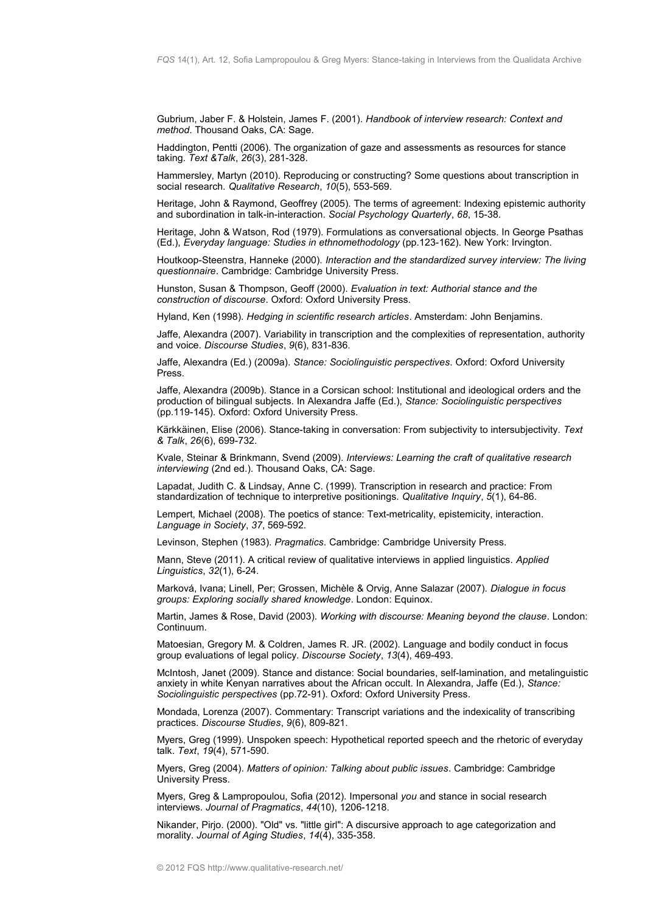Gubrium, Jaber F. & Holstein, James F. (2001). *Handbook of interview research: Context and method*. Thousand Oaks, CA: Sage.

Haddington, Pentti (2006). The organization of gaze and assessments as resources for stance taking. *Text &Talk*, *26*(3), 281-328.

Hammersley, Martyn (2010). Reproducing or constructing? Some questions about transcription in social research. *Qualitative Research*, *10*(5), 553-569.

Heritage, John & Raymond, Geoffrey (2005). The terms of agreement: Indexing epistemic authority and subordination in talk-in-interaction. *Social Psychology Quarterly*, *68*, 15-38.

Heritage, John & Watson, Rod (1979). Formulations as conversational objects. In George Psathas (Ed.), *Everyday language: Studies in ethnomethodology* (pp.123-162). New York: Irvington.

Houtkoop-Steenstra, Hanneke (2000). *Interaction and the standardized survey interview: The living questionnaire*. Cambridge: Cambridge University Press.

Hunston, Susan & Thompson, Geoff (2000). *Evaluation in text: Authorial stance and the construction of discourse*. Oxford: Oxford University Press.

Hyland, Ken (1998). *Hedging in scientific research articles*. Amsterdam: John Benjamins.

Jaffe, Alexandra (2007). Variability in transcription and the complexities of representation, authority and voice. *Discourse Studies*, *9*(6), 831-836.

Jaffe, Alexandra (Ed.) (2009a). *Stance: Sociolinguistic perspectives*. Oxford: Oxford University Press.

Jaffe, Alexandra (2009b). Stance in a Corsican school: Institutional and ideological orders and the production of bilingual subjects. In Alexandra Jaffe (Ed.), *Stance: Sociolinguistic perspectives* (pp.119-145). Oxford: Oxford University Press.

Kärkkäinen, Elise (2006). Stance-taking in conversation: From subjectivity to intersubjectivity. *Text & Talk*, *26*(6), 699-732.

Kvale, Steinar & Brinkmann, Svend (2009). *Interviews: Learning the craft of qualitative research interviewing* (2nd ed.). Thousand Oaks, CA: Sage.

Lapadat, Judith C. & Lindsay, Anne C. (1999). Transcription in research and practice: From standardization of technique to interpretive positionings. *Qualitative Inquiry*, *5*(1), 64-86.

Lempert, Michael (2008). The poetics of stance: Text-metricality, epistemicity, interaction. *Language in Society*, *37*, 569-592.

Levinson, Stephen (1983). *Pragmatics*. Cambridge: Cambridge University Press.

Mann, Steve (2011). A critical review of qualitative interviews in applied linguistics. *Applied Linguistics*, *32*(1), 6-24.

Marková, Ivana; Linell, Per; Grossen, Michèle & Orvig, Anne Salazar (2007). *Dialogue in focus groups: Exploring socially shared knowledge*. London: Equinox.

Martin, James & Rose, David (2003). *Working with discourse: Meaning beyond the clause*. London: Continuum.

Matoesian, Gregory M. & Coldren, James R. JR. (2002). Language and bodily conduct in focus group evaluations of legal policy. *Discourse Society*, *13*(4), 469-493.

McIntosh, Janet (2009). Stance and distance: Social boundaries, self-lamination, and metalinguistic anxiety in white Kenyan narratives about the African occult. In Alexandra, Jaffe (Ed.), *Stance: Sociolinguistic perspectives* (pp.72-91). Oxford: Oxford University Press.

Mondada, Lorenza (2007). Commentary: Transcript variations and the indexicality of transcribing practices. *Discourse Studies*, *9*(6), 809-821.

Myers, Greg (1999). Unspoken speech: Hypothetical reported speech and the rhetoric of everyday talk. *Text*, *19*(4), 571-590.

Myers, Greg (2004). *Matters of opinion: Talking about public issues*. Cambridge: Cambridge University Press.

Myers, Greg & Lampropoulou, Sofia (2012). Impersonal *you* and stance in social research interviews. *Journal of Pragmatics*, *44*(10), 1206-1218.

Nikander, Pirjo. (2000). "Old" vs. "little girl": A discursive approach to age categorization and morality. *Journal of Aging Studies*, *14*(4), 335-358.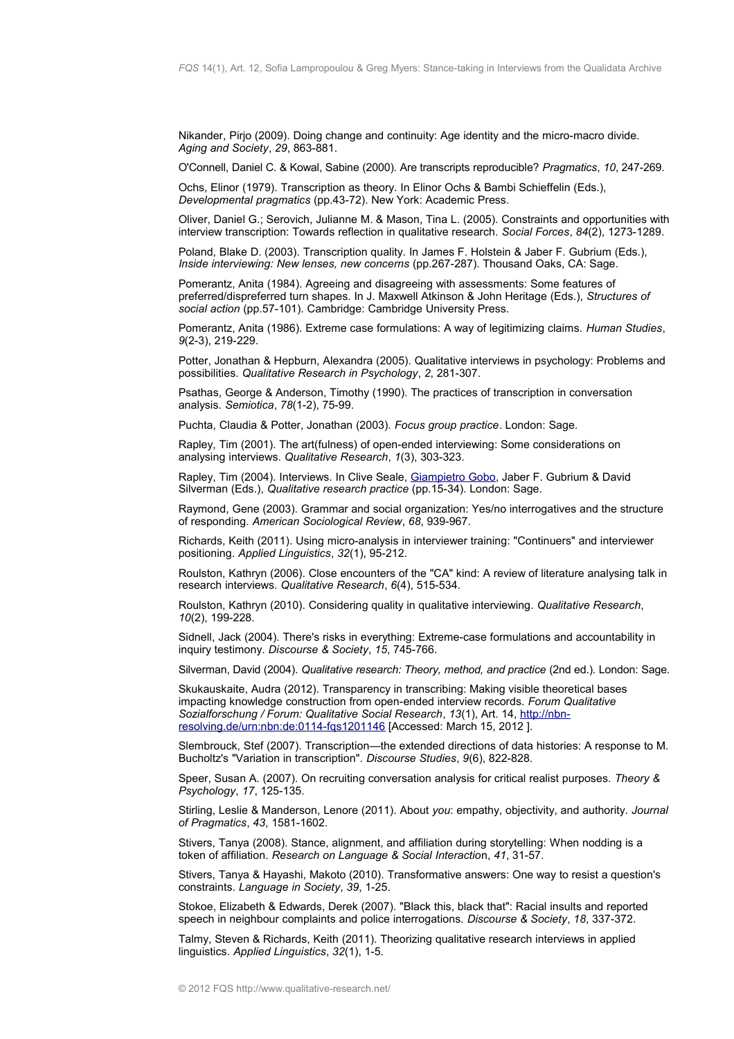Nikander, Pirjo (2009). Doing change and continuity: Age identity and the micro-macro divide. *Aging and Society*, *29*, 863-881.

O'Connell, Daniel C. & Kowal, Sabine (2000). Are transcripts reproducible? *Pragmatics*, *10*, 247-269.

Ochs, Elinor (1979). Transcription as theory. In Elinor Ochs & Bambi Schieffelin (Eds.), *Developmental pragmatics* (pp.43-72). New York: Academic Press.

Oliver, Daniel G.; Serovich, Julianne M. & Mason, Tina L. (2005). Constraints and opportunities with interview transcription: Towards reflection in qualitative research. *Social Forces*, *84*(2), 1273-1289.

Poland, Blake D. (2003). Transcription quality. In James F. Holstein & Jaber F. Gubrium (Eds.), *Inside interviewing: New lenses, new concerns* (pp.267-287). Thousand Oaks, CA: Sage.

Pomerantz, Anita (1984). Agreeing and disagreeing with assessments: Some features of preferred/dispreferred turn shapes. In J. Maxwell Atkinson & John Heritage (Eds.), *Structures of social action* (pp.57-101). Cambridge: Cambridge University Press.

Pomerantz, Anita (1986). Extreme case formulations: A way of legitimizing claims. *Human Studies*, *9*(2-3), 219-229.

Potter, Jonathan & Hepburn, Alexandra (2005). Qualitative interviews in psychology: Problems and possibilities. *Qualitative Research in Psychology*, *2*, 281-307.

Psathas, George & Anderson, Timothy (1990). The practices of transcription in conversation analysis. *Semiotica*, *78*(1-2), 75-99.

Puchta, Claudia & Potter, Jonathan (2003). *Focus group practice*. London: Sage.

Rapley, Tim (2001). The art(fulness) of open-ended interviewing: Some considerations on analysing interviews. *Qualitative Research*, *1*(3), 303-323.

Rapley, Tim (2004). Interviews. In Clive Seale, Giampietro Gobo, Jaber F. Gubrium & David Silverman (Eds.), *Qualitative research practice* (pp.15-34). London: Sage.

Raymond, Gene (2003). Grammar and social organization: Yes/no interrogatives and the structure of responding. *American Sociological Review*, *68*, 939-967.

Richards, Keith (2011). Using micro-analysis in interviewer training: "Continuers" and interviewer positioning. *Applied Linguistics*, *32*(1), 95-212.

Roulston, Kathryn (2006). Close encounters of the "CA" kind: A review of literature analysing talk in research interviews. *Qualitative Research*, *6*(4), 515-534.

Roulston, Kathryn (2010). Considering quality in qualitative interviewing. *Qualitative Research*, *10*(2), 199-228.

Sidnell, Jack (2004). There's risks in everything: Extreme-case formulations and accountability in inquiry testimony. *Discourse & Society*, *15*, 745-766.

Silverman, David (2004). *Qualitative research: Theory, method, and practice* (2nd ed.). London: Sage.

Skukauskaite, Audra (2012). Transparency in transcribing: Making visible theoretical bases impacting knowledge construction from open-ended interview records. *Forum Qualitative Sozialforschung / Forum: Qualitative Social Research*, *13*(1), Art. 14, http://nbn-resolving.de/urn:nbn:de:0114-fqs1201146 [Accessed: March 15, 2012 ].

Slembrouck, Stef (2007). Transcription—the extended directions of data histories: A response to M. Bucholtz's "Variation in transcription". *Discourse Studies*, *9*(6), 822-828.

Speer, Susan A. (2007). On recruiting conversation analysis for critical realist purposes. *Theory & Psychology*, *17*, 125-135.

Stirling, Leslie & Manderson, Lenore (2011). About *you*: empathy, objectivity, and authority. *Journal of Pragmatics*, *43*, 1581-1602.

Stivers, Tanya (2008). Stance, alignment, and affiliation during storytelling: When nodding is a token of affiliation. *Research on Language & Social Interaction*, *41*, 31-57.

Stivers, Tanya & Hayashi, Makoto (2010). Transformative answers: One way to resist a question's constraints. *Language in Society*, *39*, 1-25.

Stokoe, Elizabeth & Edwards, Derek (2007). "Black this, black that": Racial insults and reported speech in neighbour complaints and police interrogations. *Discourse & Society*, *18*, 337-372.

Talmy, Steven & Richards, Keith (2011). Theorizing qualitative research interviews in applied linguistics. *Applied Linguistics*, *32*(1), 1-5.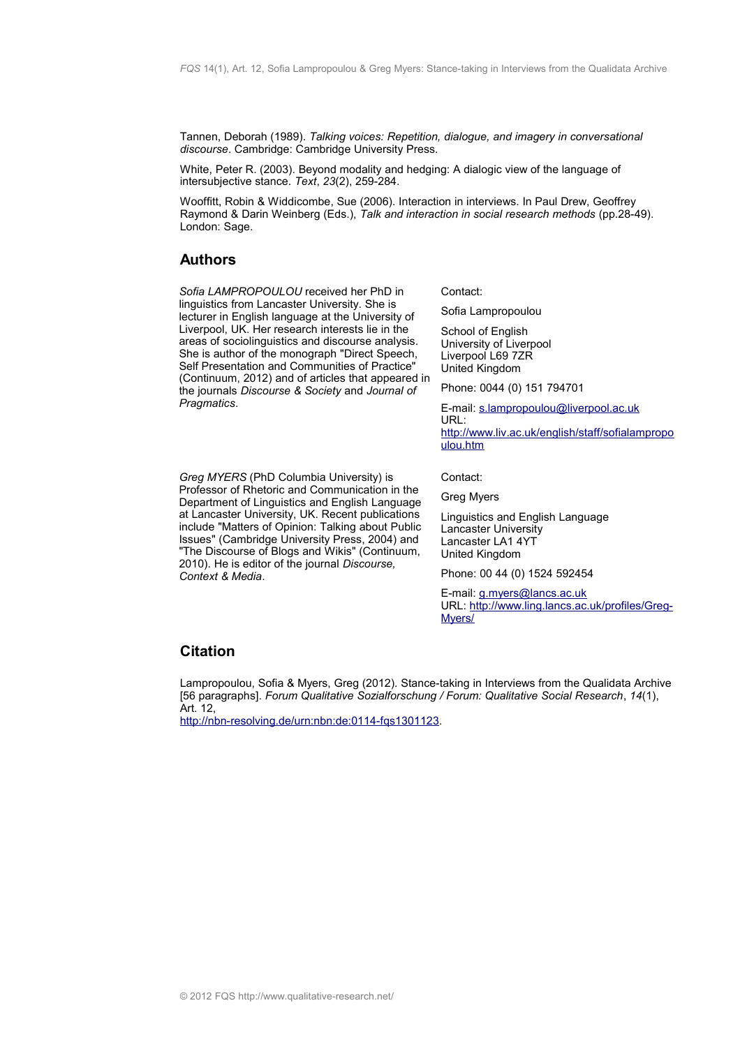Tannen, Deborah (1989). *Talking voices: Repetition, dialogue, and imagery in conversational discourse*. Cambridge: Cambridge University Press.

White, Peter R. (2003). Beyond modality and hedging: A dialogic view of the language of intersubjective stance. *Text*, *23*(2), 259-284.

Wooffitt, Robin & Widdicombe, Sue (2006). Interaction in interviews. In Paul Drew, Geoffrey Raymond & Darin Weinberg (Eds.), *Talk and interaction in social research methods* (pp.28-49). London: Sage.

## Authors

*Sofia LAMPROPOULOU* received her PhD in linguistics from Lancaster University. She is lecturer in English language at the University of Liverpool, UK. Her research interests lie in the areas of sociolinguistics and discourse analysis. She is author of the monograph "Direct Speech, Self Presentation and Communities of Practice" (Continuum, 2012) and of articles that appeared in the journals *Discourse & Society* and *Journal of Pragmatics*.

Contact:

Sofia Lampropoulou

School of English
University of Liverpool
Liverpool L69 7ZR
United Kingdom

Phone: 0044 (0) 151 794701

E-mail: s.lampropoulou@liverpool.ac.uk
URL: http://www.liv.ac.uk/english/staff/sofialampropoulou.htm

*Greg MYERS* (PhD Columbia University) is Professor of Rhetoric and Communication in the Department of Linguistics and English Language at Lancaster University, UK. Recent publications include "Matters of Opinion: Talking about Public Issues" (Cambridge University Press, 2004) and "The Discourse of Blogs and Wikis" (Continuum, 2010). He is editor of the journal *Discourse, Context & Media*.

Contact:

Greg Myers

Linguistics and English Language
Lancaster University
Lancaster LA1 4YT
United Kingdom

Phone: 00 44 (0) 1524 592454

E-mail: g.myers@lancs.ac.uk
URL: http://www.ling.lancs.ac.uk/profiles/Greg-Myers/

## Citation

Lampropoulou, Sofia & Myers, Greg (2012). Stance-taking in Interviews from the Qualidata Archive [56 paragraphs]. *Forum Qualitative Sozialforschung / Forum: Qualitative Social Research*, *14*(1), Art. 12,
http://nbn-resolving.de/urn:nbn:de:0114-fqs1301123.